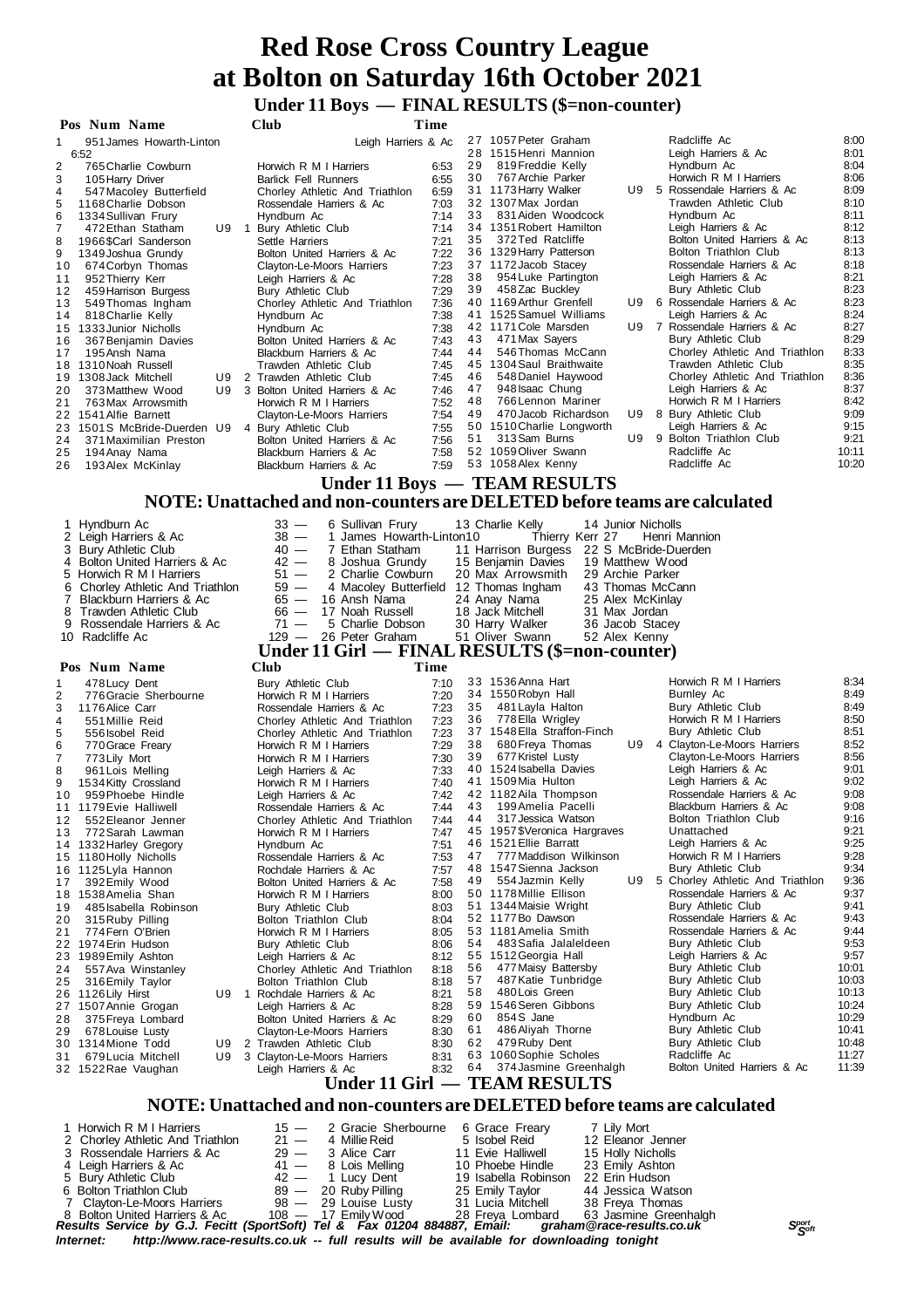# Red Rose Cross Country League
# at Bolton on Saturday 16th October 2021

## Under 11 Boys — FINAL RESULTS ($=non-counter)

| Pos | Num | Name | | | Club | Time |
|---|---|---|---|---|---|---|
| 1 | 951 | James Howarth-Linton | | | Leigh Harriers & Ac | 6:52 |
| 2 | 765 | Charlie Cowburn | | | Horwich R M I Harriers | 6:53 |
| 3 | 105 | Harry Driver | | | Barlick Fell Runners | 6:55 |
| 4 | 547 | Macoley Butterfield | | | Chorley Athletic And Triathlon | 6:59 |
| 5 | 1168 | Charlie Dobson | | | Rossendale Harriers & Ac | 7:03 |
| 6 | 1334 | Sullivan Frury | | | Hyndburn Ac | 7:14 |
| 7 | 472 | Ethan Statham | U9 | 1 | Bury Athletic Club | 7:14 |
| 8 | 1966 | $Carl Sanderson | | | Settle Harriers | 7:21 |
| 9 | 1349 | Joshua Grundy | | | Bolton United Harriers & Ac | 7:22 |
| 10 | 674 | Corbyn Thomas | | | Clayton-Le-Moors Harriers | 7:23 |
| 11 | 952 | Thierry Kerr | | | Leigh Harriers & Ac | 7:28 |
| 12 | 459 | Harrison Burgess | | | Bury Athletic Club | 7:29 |
| 13 | 549 | Thomas Ingham | | | Chorley Athletic And Triathlon | 7:36 |
| 14 | 818 | Charlie Kelly | | | Hyndburn Ac | 7:38 |
| 15 | 1333 | Junior Nicholls | | | Hyndburn Ac | 7:38 |
| 16 | 367 | Benjamin Davies | | | Bolton United Harriers & Ac | 7:43 |
| 17 | 195 | Ansh Nama | | | Blackburn Harriers & Ac | 7:44 |
| 18 | 1310 | Noah Russell | | | Trawden Athletic Club | 7:45 |
| 19 | 1308 | Jack Mitchell | U9 | 2 | Trawden Athletic Club | 7:45 |
| 20 | 373 | Matthew Wood | U9 | 3 | Bolton United Harriers & Ac | 7:46 |
| 21 | 763 | Max Arrowsmith | | | Horwich R M I Harriers | 7:52 |
| 22 | 1541 | Alfie Barnett | | | Clayton-Le-Moors Harriers | 7:54 |
| 23 | 1501 | S McBride-Duerden | U9 | 4 | Bury Athletic Club | 7:55 |
| 24 | 371 | Maximilian Preston | | | Bolton United Harriers & Ac | 7:56 |
| 25 | 194 | Anay Nama | | | Blackburn Harriers & Ac | 7:58 |
| 26 | 193 | Alex McKinlay | | | Blackburn Harriers & Ac | 7:59 |
| 27 | 1057 | Peter Graham | | | Radcliffe Ac | 8:00 |
| 28 | 1515 | Henri Mannion | | | Leigh Harriers & Ac | 8:01 |
| 29 | 819 | Freddie Kelly | | | Hyndburn Ac | 8:04 |
| 30 | 767 | Archie Parker | | | Horwich R M I Harriers | 8:06 |
| 31 | 1173 | Harry Walker | U9 | 5 | Rossendale Harriers & Ac | 8:09 |
| 32 | 1307 | Max Jordan | | | Trawden Athletic Club | 8:10 |
| 33 | 831 | Aiden Woodcock | | | Hyndburn Ac | 8:11 |
| 34 | 1351 | Robert Hamilton | | | Leigh Harriers & Ac | 8:12 |
| 35 | 372 | Ted Ratcliffe | | | Bolton United Harriers & Ac | 8:13 |
| 36 | 1329 | Harry Patterson | | | Bolton Triathlon Club | 8:13 |
| 37 | 1172 | Jacob Stacey | | | Rossendale Harriers & Ac | 8:18 |
| 38 | 954 | Luke Partington | | | Leigh Harriers & Ac | 8:21 |
| 39 | 458 | Zac Buckley | | | Bury Athletic Club | 8:23 |
| 40 | 1169 | Arthur Grenfell | U9 | 6 | Rossendale Harriers & Ac | 8:23 |
| 41 | 1525 | Samuel Williams | | | Leigh Harriers & Ac | 8:24 |
| 42 | 1171 | Cole Marsden | U9 | 7 | Rossendale Harriers & Ac | 8:27 |
| 43 | 471 | Max Sayers | | | Bury Athletic Club | 8:29 |
| 44 | 546 | Thomas McCann | | | Chorley Athletic And Triathlon | 8:33 |
| 45 | 1304 | Saul Braithwaite | | | Trawden Athletic Club | 8:35 |
| 46 | 548 | Daniel Haywood | | | Chorley Athletic And Triathlon | 8:36 |
| 47 | 948 | Isaac Chung | | | Leigh Harriers & Ac | 8:37 |
| 48 | 766 | Lennon Mariner | | | Horwich R M I Harriers | 8:42 |
| 49 | 470 | Jacob Richardson | U9 | 8 | Bury Athletic Club | 9:09 |
| 50 | 1510 | Charlie Longworth | | | Leigh Harriers & Ac | 9:15 |
| 51 | 313 | Sam Burns | U9 | 9 | Bolton Triathlon Club | 9:21 |
| 52 | 1059 | Oliver Swann | | | Radcliffe Ac | 10:11 |
| 53 | 1058 | Alex Kenny | | | Radcliffe Ac | 10:20 |

## Under 11 Boys — TEAM RESULTS

**NOTE: Unattached and non-counters are DELETED before teams are calculated**

| | Team | Points | | | |
|---|---|---|---|---|---|
| 1 | Hyndburn Ac | 33 | 6 Sullivan Frury | 13 Charlie Kelly | 14 Junior Nicholls |
| 2 | Leigh Harriers & Ac | 38 | 1 James Howarth-Linton | 10 Thierry Kerr | 27 Henri Mannion |
| 3 | Bury Athletic Club | 40 | 7 Ethan Statham | 11 Harrison Burgess | 22 S McBride-Duerden |
| 4 | Bolton United Harriers & Ac | 42 | 8 Joshua Grundy | 15 Benjamin Davies | 19 Matthew Wood |
| 5 | Horwich R M I Harriers | 51 | 2 Charlie Cowburn | 20 Max Arrowsmith | 29 Archie Parker |
| 6 | Chorley Athletic And Triathlon | 59 | 4 Macoley Butterfield | 12 Thomas Ingham | 43 Thomas McCann |
| 7 | Blackburn Harriers & Ac | 65 | 16 Ansh Nama | 24 Anay Nama | 25 Alex McKinlay |
| 8 | Trawden Athletic Club | 66 | 17 Noah Russell | 18 Jack Mitchell | 31 Max Jordan |
| 9 | Rossendale Harriers & Ac | 71 | 5 Charlie Dobson | 30 Harry Walker | 36 Jacob Stacey |
| 10 | Radcliffe Ac | 129 | 26 Peter Graham | 51 Oliver Swann | 52 Alex Kenny |

## Under 11 Girl — FINAL RESULTS ($=non-counter)

| Pos | Num | Name | | | Club | Time |
|---|---|---|---|---|---|---|
| 1 | 478 | Lucy Dent | | | Bury Athletic Club | 7:10 |
| 2 | 776 | Gracie Sherbourne | | | Horwich R M I Harriers | 7:20 |
| 3 | 1176 | Alice Carr | | | Rossendale Harriers & Ac | 7:23 |
| 4 | 551 | Millie Reid | | | Chorley Athletic And Triathlon | 7:23 |
| 5 | 556 | Isobel Reid | | | Chorley Athletic And Triathlon | 7:23 |
| 6 | 770 | Grace Freary | | | Horwich R M I Harriers | 7:29 |
| 7 | 773 | Lily Mort | | | Horwich R M I Harriers | 7:30 |
| 8 | 961 | Lois Melling | | | Leigh Harriers & Ac | 7:33 |
| 9 | 1534 | Kitty Crossland | | | Horwich R M I Harriers | 7:40 |
| 10 | 959 | Phoebe Hindle | | | Leigh Harriers & Ac | 7:42 |
| 11 | 1179 | Evie Halliwell | | | Rossendale Harriers & Ac | 7:44 |
| 12 | 552 | Eleanor Jenner | | | Chorley Athletic And Triathlon | 7:44 |
| 13 | 772 | Sarah Lawman | | | Horwich R M I Harriers | 7:47 |
| 14 | 1332 | Harley Gregory | | | Hyndburn Ac | 7:51 |
| 15 | 1180 | Holly Nicholls | | | Rossendale Harriers & Ac | 7:53 |
| 16 | 1125 | Lyla Hannon | | | Rochdale Harriers & Ac | 7:57 |
| 17 | 392 | Emily Wood | | | Bolton United Harriers & Ac | 7:58 |
| 18 | 1538 | Amelia Shan | | | Horwich R M I Harriers | 8:00 |
| 19 | 485 | Isabella Robinson | | | Bury Athletic Club | 8:03 |
| 20 | 315 | Ruby Pilling | | | Bolton Triathlon Club | 8:04 |
| 21 | 774 | Fern O'Brien | | | Horwich R M I Harriers | 8:05 |
| 22 | 1974 | Erin Hudson | | | Bury Athletic Club | 8:06 |
| 23 | 1989 | Emily Ashton | | | Leigh Harriers & Ac | 8:12 |
| 24 | 557 | Ava Winstanley | | | Chorley Athletic And Triathlon | 8:18 |
| 25 | 316 | Emily Taylor | | | Bolton Triathlon Club | 8:18 |
| 26 | 1126 | Lily Hirst | U9 | 1 | Rochdale Harriers & Ac | 8:21 |
| 27 | 1507 | Annie Grogan | | | Leigh Harriers & Ac | 8:28 |
| 28 | 375 | Freya Lombard | | | Bolton United Harriers & Ac | 8:29 |
| 29 | 678 | Louise Lusty | | | Clayton-Le-Moors Harriers | 8:30 |
| 30 | 1314 | Mione Todd | U9 | 2 | Trawden Athletic Club | 8:30 |
| 31 | 679 | Lucia Mitchell | U9 | 3 | Clayton-Le-Moors Harriers | 8:31 |
| 32 | 1522 | Rae Vaughan | | | Leigh Harriers & Ac | 8:32 |
| 33 | 1536 | Anna Hart | | | Horwich R M I Harriers | 8:34 |
| 34 | 1550 | Robyn Hall | | | Burnley Ac | 8:49 |
| 35 | 481 | Layla Halton | | | Bury Athletic Club | 8:49 |
| 36 | 778 | Ella Wrigley | | | Horwich R M I Harriers | 8:50 |
| 37 | 1548 | Ella Straffon-Finch | | | Bury Athletic Club | 8:51 |
| 38 | 680 | Freya Thomas | U9 | 4 | Clayton-Le-Moors Harriers | 8:52 |
| 39 | 677 | Kristel Lusty | | | Clayton-Le-Moors Harriers | 8:56 |
| 40 | 1524 | Isabella Davies | | | Leigh Harriers & Ac | 9:01 |
| 41 | 1509 | Mia Hulton | | | Leigh Harriers & Ac | 9:02 |
| 42 | 1182 | Aila Thompson | | | Rossendale Harriers & Ac | 9:08 |
| 43 | 199 | Amelia Pacelli | | | Blackburn Harriers & Ac | 9:08 |
| 44 | 317 | Jessica Watson | | | Bolton Triathlon Club | 9:16 |
| 45 | 1957 | $Veronica Hargraves | | | Unattached | 9:21 |
| 46 | 1521 | Ellie Barratt | | | Leigh Harriers & Ac | 9:25 |
| 47 | 777 | Maddison Wilkinson | | | Horwich R M I Harriers | 9:28 |
| 48 | 1547 | Sienna Jackson | | | Bury Athletic Club | 9:34 |
| 49 | 554 | Jazmin Kelly | U9 | 5 | Chorley Athletic And Triathlon | 9:36 |
| 50 | 1178 | Millie Ellison | | | Rossendale Harriers & Ac | 9:37 |
| 51 | 1344 | Maisie Wright | | | Bury Athletic Club | 9:41 |
| 52 | 1177 | Bo Dawson | | | Rossendale Harriers & Ac | 9:43 |
| 53 | 1181 | Amelia Smith | | | Rossendale Harriers & Ac | 9:44 |
| 54 | 483 | Safia Jalaleldeen | | | Bury Athletic Club | 9:53 |
| 55 | 1512 | Georgia Hall | | | Leigh Harriers & Ac | 9:57 |
| 56 | 477 | Maisy Battersby | | | Bury Athletic Club | 10:01 |
| 57 | 487 | Katie Tunbridge | | | Bury Athletic Club | 10:03 |
| 58 | 480 | Lois Green | | | Bury Athletic Club | 10:13 |
| 59 | 1546 | Seren Gibbons | | | Bury Athletic Club | 10:24 |
| 60 | 854 | S Jane | | | Hyndburn Ac | 10:29 |
| 61 | 486 | Aliyah Thorne | | | Bury Athletic Club | 10:41 |
| 62 | 479 | Ruby Dent | | | Bury Athletic Club | 10:48 |
| 63 | 1060 | Sophie Scholes | | | Radcliffe Ac | 11:27 |
| 64 | 374 | Jasmine Greenhalgh | | | Bolton United Harriers & Ac | 11:39 |

## Under 11 Girl — TEAM RESULTS

**NOTE: Unattached and non-counters are DELETED before teams are calculated**

| | Team | Points | | | |
|---|---|---|---|---|---|
| 1 | Horwich R M I Harriers | 15 | 2 Gracie Sherbourne | 6 Grace Freary | 7 Lily Mort |
| 2 | Chorley Athletic And Triathlon | 21 | 4 Millie Reid | 5 Isobel Reid | 12 Eleanor Jenner |
| 3 | Rossendale Harriers & Ac | 29 | 3 Alice Carr | 11 Evie Halliwell | 15 Holly Nicholls |
| 4 | Leigh Harriers & Ac | 41 | 8 Lois Melling | 10 Phoebe Hindle | 23 Emily Ashton |
| 5 | Bury Athletic Club | 42 | 1 Lucy Dent | 19 Isabella Robinson | 22 Erin Hudson |
| 6 | Bolton Triathlon Club | 89 | 20 Ruby Pilling | 25 Emily Taylor | 44 Jessica Watson |
| 7 | Clayton-Le-Moors Harriers | 98 | 29 Louise Lusty | 31 Lucia Mitchell | 38 Freya Thomas |
| 8 | Bolton United Harriers & Ac | 108 | 17 Emily Wood | 28 Freya Lombard | 63 Jasmine Greenhalgh |

*Results Service by G.J. Fecitt (SportSoft) Tel & Fax 01204 884887, Email: graham@race-results.co.uk*

*Internet: http://www.race-results.co.uk -- full results will be available for downloading tonight*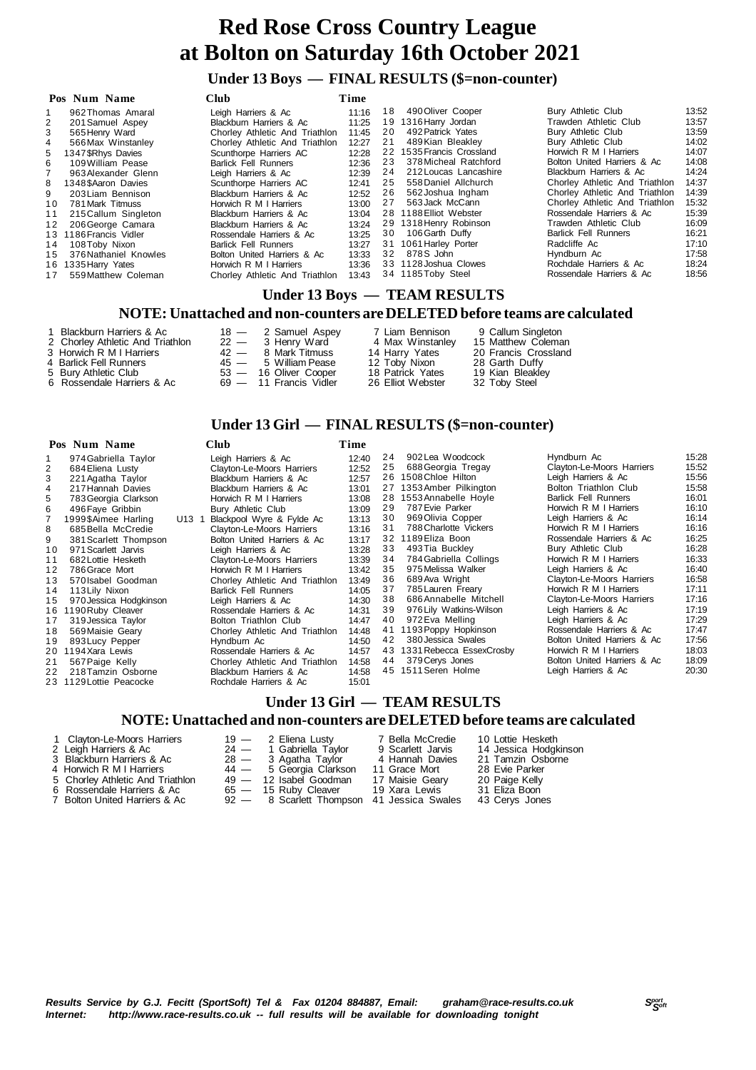# Red Rose Cross Country League
# at Bolton on Saturday 16th October 2021

## Under 13 Boys — FINAL RESULTS ($=non-counter)

| Pos | Num | Name | Club | Time |
|---|---|---|---|---|
| 1 | 962 | Thomas Amaral | Leigh Harriers & Ac | 11:16 |
| 2 | 201 | Samuel Aspey | Blackburn Harriers & Ac | 11:25 |
| 3 | 565 | Henry Ward | Chorley Athletic And Triathlon | 11:45 |
| 4 | 566 | Max Winstanley | Chorley Athletic And Triathlon | 12:27 |
| 5 | 1347 | $Rhys Davies | Scunthorpe Harriers AC | 12:28 |
| 6 | 109 | William Pease | Barlick Fell Runners | 12:36 |
| 7 | 963 | Alexander Glenn | Leigh Harriers & Ac | 12:39 |
| 8 | 1348 | $Aaron Davies | Scunthorpe Harriers AC | 12:41 |
| 9 | 203 | Liam Bennison | Blackburn Harriers & Ac | 12:52 |
| 10 | 781 | Mark Titmuss | Horwich R M I Harriers | 13:00 |
| 11 | 215 | Callum Singleton | Blackburn Harriers & Ac | 13:04 |
| 12 | 206 | George Camara | Blackburn Harriers & Ac | 13:24 |
| 13 | 1186 | Francis Vidler | Rossendale Harriers & Ac | 13:25 |
| 14 | 108 | Toby Nixon | Barlick Fell Runners | 13:27 |
| 15 | 376 | Nathaniel Knowles | Bolton United Harriers & Ac | 13:33 |
| 16 | 1335 | Harry Yates | Horwich R M I Harriers | 13:36 |
| 17 | 559 | Matthew Coleman | Chorley Athletic And Triathlon | 13:43 |
| 18 | 490 | Oliver Cooper | Bury Athletic Club | 13:52 |
| 19 | 1316 | Harry Jordan | Trawden Athletic Club | 13:57 |
| 20 | 492 | Patrick Yates | Bury Athletic Club | 13:59 |
| 21 | 489 | Kian Bleakley | Bury Athletic Club | 14:02 |
| 22 | 1535 | Francis Crossland | Horwich R M I Harriers | 14:07 |
| 23 | 378 | Micheal Ratchford | Bolton United Harriers & Ac | 14:08 |
| 24 | 212 | Loucas Lancashire | Blackburn Harriers & Ac | 14:24 |
| 25 | 558 | Daniel Allchurch | Chorley Athletic And Triathlon | 14:37 |
| 26 | 562 | Joshua Ingham | Chorley Athletic And Triathlon | 14:39 |
| 27 | 563 | Jack McCann | Chorley Athletic And Triathlon | 15:32 |
| 28 | 1188 | Elliot Webster | Rossendale Harriers & Ac | 15:39 |
| 29 | 1318 | Henry Robinson | Trawden Athletic Club | 16:09 |
| 30 | 106 | Garth Duffy | Barlick Fell Runners | 16:21 |
| 31 | 1061 | Harley Porter | Radcliffe Ac | 17:10 |
| 32 | 878 | S John | Hyndburn Ac | 17:58 |
| 33 | 1128 | Joshua Clowes | Rochdale Harriers & Ac | 18:24 |
| 34 | 1185 | Toby Steel | Rossendale Harriers & Ac | 18:56 |

## Under 13 Boys — TEAM RESULTS

### NOTE: Unattached and non-counters are DELETED before teams are calculated

| Pos | Team | Points | Runner 1 | Runner 2 | Runner 3 |
|---|---|---|---|---|---|
| 1 | Blackburn Harriers & Ac | 18 | 2 Samuel Aspey | 7 Liam Bennison | 9 Callum Singleton |
| 2 | Chorley Athletic And Triathlon | 22 | 3 Henry Ward | 4 Max Winstanley | 15 Matthew Coleman |
| 3 | Horwich R M I Harriers | 42 | 8 Mark Titmuss | 14 Harry Yates | 20 Francis Crossland |
| 4 | Barlick Fell Runners | 45 | 5 William Pease | 12 Toby Nixon | 28 Garth Duffy |
| 5 | Bury Athletic Club | 53 | 16 Oliver Cooper | 18 Patrick Yates | 19 Kian Bleakley |
| 6 | Rossendale Harriers & Ac | 69 | 11 Francis Vidler | 26 Elliot Webster | 32 Toby Steel |

## Under 13 Girl — FINAL RESULTS ($=non-counter)

| Pos | Num | Name | Club | Time |
|---|---|---|---|---|
| 1 | 974 | Gabriella Taylor | Leigh Harriers & Ac | 12:40 |
| 2 | 684 | Eliena Lusty | Clayton-Le-Moors Harriers | 12:52 |
| 3 | 221 | Agatha Taylor | Blackburn Harriers & Ac | 12:57 |
| 4 | 217 | Hannah Davies | Blackburn Harriers & Ac | 13:01 |
| 5 | 783 | Georgia Clarkson | Horwich R M I Harriers | 13:08 |
| 6 | 496 | Faye Gribbin | Bury Athletic Club | 13:09 |
| 7 | 1999 | $Aimee Harling U13 1 | Blackpool Wyre & Fylde Ac | 13:13 |
| 8 | 685 | Bella McCredie | Clayton-Le-Moors Harriers | 13:16 |
| 9 | 381 | Scarlett Thompson | Bolton United Harriers & Ac | 13:17 |
| 10 | 971 | Scarlett Jarvis | Leigh Harriers & Ac | 13:28 |
| 11 | 682 | Lottie Hesketh | Clayton-Le-Moors Harriers | 13:39 |
| 12 | 786 | Grace Mort | Horwich R M I Harriers | 13:42 |
| 13 | 570 | Isabel Goodman | Chorley Athletic And Triathlon | 13:49 |
| 14 | 113 | Lily Nixon | Barlick Fell Runners | 14:05 |
| 15 | 970 | Jessica Hodgkinson | Leigh Harriers & Ac | 14:30 |
| 16 | 1190 | Ruby Cleaver | Rossendale Harriers & Ac | 14:31 |
| 17 | 319 | Jessica Taylor | Bolton Triathlon Club | 14:47 |
| 18 | 569 | Maisie Geary | Chorley Athletic And Triathlon | 14:48 |
| 19 | 893 | Lucy Pepper | Hyndburn Ac | 14:50 |
| 20 | 1194 | Xara Lewis | Rossendale Harriers & Ac | 14:57 |
| 21 | 567 | Paige Kelly | Chorley Athletic And Triathlon | 14:58 |
| 22 | 218 | Tamzin Osborne | Blackburn Harriers & Ac | 14:58 |
| 23 | 1129 | Lottie Peacocke | Rochdale Harriers & Ac | 15:01 |
| 24 | 902 | Lea Woodcock | Hyndburn Ac | 15:28 |
| 25 | 688 | Georgia Tregay | Clayton-Le-Moors Harriers | 15:52 |
| 26 | 1508 | Chloe Hilton | Leigh Harriers & Ac | 15:56 |
| 27 | 1353 | Amber Pilkington | Bolton Triathlon Club | 15:58 |
| 28 | 1553 | Annabelle Hoyle | Barlick Fell Runners | 16:01 |
| 29 | 787 | Evie Parker | Horwich R M I Harriers | 16:10 |
| 30 | 969 | Olivia Copper | Leigh Harriers & Ac | 16:14 |
| 31 | 788 | Charlotte Vickers | Horwich R M I Harriers | 16:16 |
| 32 | 1189 | Eliza Boon | Rossendale Harriers & Ac | 16:25 |
| 33 | 493 | Tia Buckley | Bury Athletic Club | 16:28 |
| 34 | 784 | Gabriella Collings | Horwich R M I Harriers | 16:33 |
| 35 | 975 | Melissa Walker | Leigh Harriers & Ac | 16:40 |
| 36 | 689 | Ava Wright | Clayton-Le-Moors Harriers | 16:58 |
| 37 | 785 | Lauren Freary | Horwich R M I Harriers | 17:11 |
| 38 | 686 | Annabelle Mitchell | Clayton-Le-Moors Harriers | 17:16 |
| 39 | 976 | Lily Watkins-Wilson | Leigh Harriers & Ac | 17:19 |
| 40 | 972 | Eva Melling | Leigh Harriers & Ac | 17:29 |
| 41 | 1193 | Poppy Hopkinson | Rossendale Harriers & Ac | 17:47 |
| 42 | 380 | Jessica Swales | Bolton United Harriers & Ac | 17:56 |
| 43 | 1331 | Rebecca EssexCrosby | Horwich R M I Harriers | 18:03 |
| 44 | 379 | Cerys Jones | Bolton United Harriers & Ac | 18:09 |
| 45 | 1511 | Seren Holme | Leigh Harriers & Ac | 20:30 |

## Under 13 Girl — TEAM RESULTS

### NOTE: Unattached and non-counters are DELETED before teams are calculated

| Pos | Team | Points | Runner 1 | Runner 2 | Runner 3 |
|---|---|---|---|---|---|
| 1 | Clayton-Le-Moors Harriers | 19 | 2 Eliena Lusty | 7 Bella McCredie | 10 Lottie Hesketh |
| 2 | Leigh Harriers & Ac | 24 | 1 Gabriella Taylor | 9 Scarlett Jarvis | 14 Jessica Hodgkinson |
| 3 | Blackburn Harriers & Ac | 28 | 3 Agatha Taylor | 4 Hannah Davies | 21 Tamzin Osborne |
| 4 | Horwich R M I Harriers | 44 | 5 Georgia Clarkson | 11 Grace Mort | 28 Evie Parker |
| 5 | Chorley Athletic And Triathlon | 49 | 12 Isabel Goodman | 17 Maisie Geary | 20 Paige Kelly |
| 6 | Rossendale Harriers & Ac | 65 | 15 Ruby Cleaver | 19 Xara Lewis | 31 Eliza Boon |
| 7 | Bolton United Harriers & Ac | 92 | 8 Scarlett Thompson | 41 Jessica Swales | 43 Cerys Jones |

*Results Service by G.J. Fecitt (SportSoft) Tel & Fax 01204 884887, Email: graham@race-results.co.uk*
*Internet: http://www.race-results.co.uk -- full results will be available for downloading tonight*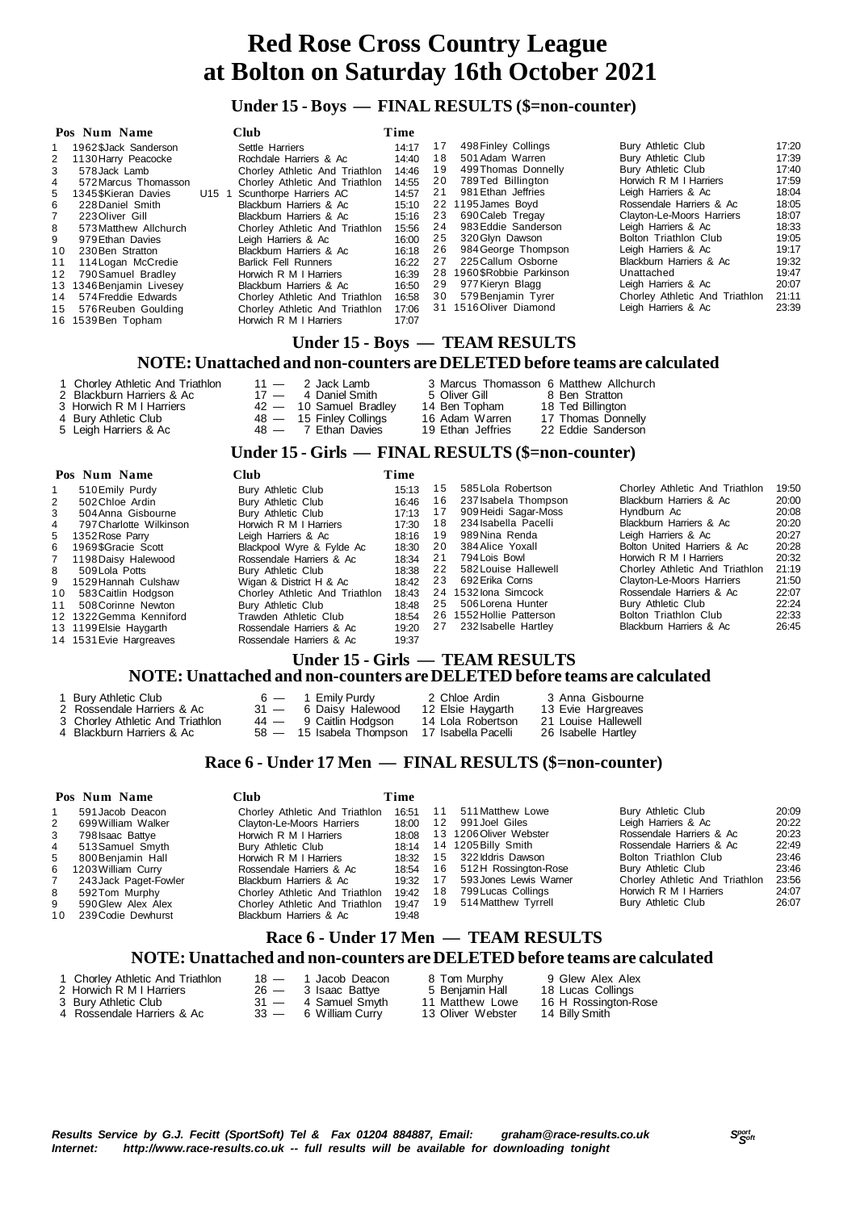# Red Rose Cross Country League
# at Bolton on Saturday 16th October 2021

## Under 15 - Boys — FINAL RESULTS ($=non-counter)

| Pos | Num | Name | Club | Time |
|---|---|---|---|---|
| 1 | 1962 | $Jack Sanderson | Settle Harriers | 14:17 |
| 2 | 1130 | Harry Peacocke | Rochdale Harriers & Ac | 14:40 |
| 3 | 578 | Jack Lamb | Chorley Athletic And Triathlon | 14:46 |
| 4 | 572 | Marcus Thomasson | Chorley Athletic And Triathlon | 14:55 |
| 5 | 1345 | $Kieran Davies U15 1 | Scunthorpe Harriers AC | 14:57 |
| 6 | 228 | Daniel Smith | Blackburn Harriers & Ac | 15:10 |
| 7 | 223 | Oliver Gill | Blackburn Harriers & Ac | 15:16 |
| 8 | 573 | Matthew Allchurch | Chorley Athletic And Triathlon | 15:56 |
| 9 | 979 | Ethan Davies | Leigh Harriers & Ac | 16:00 |
| 10 | 230 | Ben Stratton | Blackburn Harriers & Ac | 16:18 |
| 11 | 114 | Logan McCredie | Barlick Fell Runners | 16:22 |
| 12 | 790 | Samuel Bradley | Horwich R M I Harriers | 16:39 |
| 13 | 1346 | Benjamin Livesey | Blackburn Harriers & Ac | 16:50 |
| 14 | 574 | Freddie Edwards | Chorley Athletic And Triathlon | 16:58 |
| 15 | 576 | Reuben Goulding | Chorley Athletic And Triathlon | 17:06 |
| 16 | 1539 | Ben Topham | Horwich R M I Harriers | 17:07 |
| 17 | 498 | Finley Collings | Bury Athletic Club | 17:20 |
| 18 | 501 | Adam Warren | Bury Athletic Club | 17:39 |
| 19 | 499 | Thomas Donnelly | Bury Athletic Club | 17:40 |
| 20 | 789 | Ted Billington | Horwich R M I Harriers | 17:59 |
| 21 | 981 | Ethan Jeffries | Leigh Harriers & Ac | 18:04 |
| 22 | 1195 | James Boyd | Rossendale Harriers & Ac | 18:05 |
| 23 | 690 | Caleb Tregay | Clayton-Le-Moors Harriers | 18:07 |
| 24 | 983 | Eddie Sanderson | Leigh Harriers & Ac | 18:33 |
| 25 | 320 | Glyn Dawson | Bolton Triathlon Club | 19:05 |
| 26 | 984 | George Thompson | Leigh Harriers & Ac | 19:17 |
| 27 | 225 | Callum Osborne | Blackburn Harriers & Ac | 19:32 |
| 28 | 1960 | $Robbie Parkinson | Unattached | 19:47 |
| 29 | 977 | Kieryn Blagg | Leigh Harriers & Ac | 20:07 |
| 30 | 579 | Benjamin Tyrer | Chorley Athletic And Triathlon | 21:11 |
| 31 | 1516 | Oliver Diamond | Leigh Harriers & Ac | 23:39 |

## Under 15 - Boys — TEAM RESULTS

### NOTE: Unattached and non-counters are DELETED before teams are calculated

| Pos | Club | Points | | | |
|---|---|---|---|---|---|
| 1 | Chorley Athletic And Triathlon | 11 — | 2 Jack Lamb | 3 Marcus Thomasson | 6 Matthew Allchurch |
| 2 | Blackburn Harriers & Ac | 17 — | 4 Daniel Smith | 5 Oliver Gill | 8 Ben Stratton |
| 3 | Horwich R M I Harriers | 42 — | 10 Samuel Bradley | 14 Ben Topham | 18 Ted Billington |
| 4 | Bury Athletic Club | 48 — | 15 Finley Collings | 16 Adam Warren | 17 Thomas Donnelly |
| 5 | Leigh Harriers & Ac | 48 — | 7 Ethan Davies | 19 Ethan Jeffries | 22 Eddie Sanderson |

## Under 15 - Girls — FINAL RESULTS ($=non-counter)

| Pos | Num | Name | Club | Time |
|---|---|---|---|---|
| 1 | 510 | Emily Purdy | Bury Athletic Club | 15:13 |
| 2 | 502 | Chloe Ardin | Bury Athletic Club | 16:46 |
| 3 | 504 | Anna Gisbourne | Bury Athletic Club | 17:13 |
| 4 | 797 | Charlotte Wilkinson | Horwich R M I Harriers | 17:30 |
| 5 | 1352 | Rose Parry | Leigh Harriers & Ac | 18:16 |
| 6 | 1969 | $Gracie Scott | Blackpool Wyre & Fylde Ac | 18:30 |
| 7 | 1198 | Daisy Halewood | Rossendale Harriers & Ac | 18:34 |
| 8 | 509 | Lola Potts | Bury Athletic Club | 18:38 |
| 9 | 1529 | Hannah Culshaw | Wigan & District H & Ac | 18:42 |
| 10 | 583 | Caitlin Hodgson | Chorley Athletic And Triathlon | 18:43 |
| 11 | 508 | Corinne Newton | Bury Athletic Club | 18:48 |
| 12 | 1322 | Gemma Kenniford | Trawden Athletic Club | 18:54 |
| 13 | 1199 | Elsie Haygarth | Rossendale Harriers & Ac | 19:20 |
| 14 | 1531 | Evie Hargreaves | Rossendale Harriers & Ac | 19:37 |
| 15 | 585 | Lola Robertson | Chorley Athletic And Triathlon | 19:50 |
| 16 | 237 | Isabela Thompson | Blackburn Harriers & Ac | 20:00 |
| 17 | 909 | Heidi Sagar-Moss | Hyndburn Ac | 20:08 |
| 18 | 234 | Isabella Pacelli | Blackburn Harriers & Ac | 20:20 |
| 19 | 989 | Nina Renda | Leigh Harriers & Ac | 20:27 |
| 20 | 384 | Alice Yoxall | Bolton United Harriers & Ac | 20:28 |
| 21 | 794 | Lois Bowl | Horwich R M I Harriers | 20:32 |
| 22 | 582 | Louise Hallewell | Chorley Athletic And Triathlon | 21:19 |
| 23 | 692 | Erika Corns | Clayton-Le-Moors Harriers | 21:50 |
| 24 | 1532 | Iona Simcock | Rossendale Harriers & Ac | 22:07 |
| 25 | 506 | Lorena Hunter | Bury Athletic Club | 22:24 |
| 26 | 1552 | Hollie Patterson | Bolton Triathlon Club | 22:33 |
| 27 | 232 | Isabelle Hartley | Blackburn Harriers & Ac | 26:45 |

## Under 15 - Girls — TEAM RESULTS

### NOTE: Unattached and non-counters are DELETED before teams are calculated

| Pos | Club | Points | | | |
|---|---|---|---|---|---|
| 1 | Bury Athletic Club | 6 — | 1 Emily Purdy | 2 Chloe Ardin | 3 Anna Gisbourne |
| 2 | Rossendale Harriers & Ac | 31 — | 6 Daisy Halewood | 12 Elsie Haygarth | 13 Evie Hargreaves |
| 3 | Chorley Athletic And Triathlon | 44 — | 9 Caitlin Hodgson | 14 Lola Robertson | 21 Louise Hallewell |
| 4 | Blackburn Harriers & Ac | 58 — | 15 Isabela Thompson | 17 Isabella Pacelli | 26 Isabelle Hartley |

## Race 6 - Under 17 Men — FINAL RESULTS ($=non-counter)

| Pos | Num | Name | Club | Time |
|---|---|---|---|---|
| 1 | 591 | Jacob Deacon | Chorley Athletic And Triathlon | 16:51 |
| 2 | 699 | William Walker | Clayton-Le-Moors Harriers | 18:00 |
| 3 | 798 | Isaac Battye | Horwich R M I Harriers | 18:08 |
| 4 | 513 | Samuel Smyth | Bury Athletic Club | 18:14 |
| 5 | 800 | Benjamin Hall | Horwich R M I Harriers | 18:32 |
| 6 | 1203 | William Curry | Rossendale Harriers & Ac | 18:54 |
| 7 | 243 | Jack Paget-Fowler | Blackburn Harriers & Ac | 19:32 |
| 8 | 592 | Tom Murphy | Chorley Athletic And Triathlon | 19:42 |
| 9 | 590 | Glew Alex Alex | Chorley Athletic And Triathlon | 19:47 |
| 10 | 239 | Codie Dewhurst | Blackburn Harriers & Ac | 19:48 |
| 11 | 511 | Matthew Lowe | Bury Athletic Club | 20:09 |
| 12 | 991 | Joel Giles | Leigh Harriers & Ac | 20:22 |
| 13 | 1206 | Oliver Webster | Rossendale Harriers & Ac | 20:23 |
| 14 | 1205 | Billy Smith | Rossendale Harriers & Ac | 22:49 |
| 15 | 322 | Iddris Dawson | Bolton Triathlon Club | 23:46 |
| 16 | 512 | H Rossington-Rose | Bury Athletic Club | 23:46 |
| 17 | 593 | Jones Lewis Warner | Chorley Athletic And Triathlon | 23:56 |
| 18 | 799 | Lucas Collings | Horwich R M I Harriers | 24:07 |
| 19 | 514 | Matthew Tyrrell | Bury Athletic Club | 26:07 |

## Race 6 - Under 17 Men — TEAM RESULTS

### NOTE: Unattached and non-counters are DELETED before teams are calculated

| Pos | Club | Points | | | |
|---|---|---|---|---|---|
| 1 | Chorley Athletic And Triathlon | 18 — | 1 Jacob Deacon | 8 Tom Murphy | 9 Glew Alex Alex |
| 2 | Horwich R M I Harriers | 26 — | 3 Isaac Battye | 5 Benjamin Hall | 18 Lucas Collings |
| 3 | Bury Athletic Club | 31 — | 4 Samuel Smyth | 11 Matthew Lowe | 16 H Rossington-Rose |
| 4 | Rossendale Harriers & Ac | 33 — | 6 William Curry | 13 Oliver Webster | 14 Billy Smith |

*Results Service by G.J. Fecitt (SportSoft) Tel & Fax 01204 884887, Email: graham@race-results.co.uk*
*Internet: http://www.race-results.co.uk -- full results will be available for downloading tonight*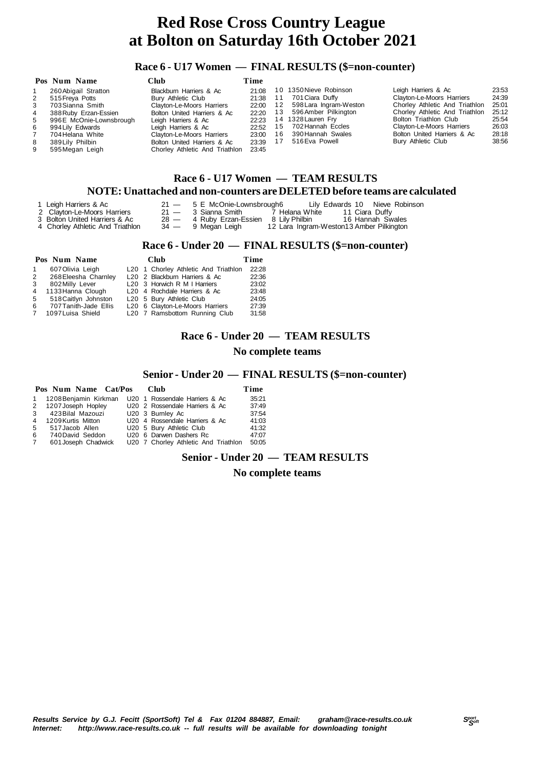# Red Rose Cross Country League
# at Bolton on Saturday 16th October 2021

## Race 6 - U17 Women — FINAL RESULTS ($=non-counter)

| Pos | Num | Name | Club | Time |
|---|---|---|---|---|
| 1 | 260 | Abigail Stratton | Blackburn Harriers & Ac | 21:08 |
| 2 | 515 | Freya Potts | Bury Athletic Club | 21:38 |
| 3 | 703 | Sianna Smith | Clayton-Le-Moors Harriers | 22:00 |
| 4 | 388 | Ruby Erzan-Essien | Bolton United Harriers & Ac | 22:20 |
| 5 | 996 | E McOnie-Lownsbrough | Leigh Harriers & Ac | 22:23 |
| 6 | 994 | Lily Edwards | Leigh Harriers & Ac | 22:52 |
| 7 | 704 | Helana White | Clayton-Le-Moors Harriers | 23:00 |
| 8 | 389 | Lily Philbin | Bolton United Harriers & Ac | 23:39 |
| 9 | 595 | Megan Leigh | Chorley Athletic And Triathlon | 23:45 |
| 10 | 1350 | Nieve Robinson | Leigh Harriers & Ac | 23:53 |
| 11 | 701 | Ciara Duffy | Clayton-Le-Moors Harriers | 24:39 |
| 12 | 598 | Lara Ingram-Weston | Chorley Athletic And Triathlon | 25:01 |
| 13 | 596 | Amber Pilkington | Chorley Athletic And Triathlon | 25:12 |
| 14 | 1328 | Lauren Fry | Bolton Triathlon Club | 25:54 |
| 15 | 702 | Hannah Eccles | Clayton-Le-Moors Harriers | 26:03 |
| 16 | 390 | Hannah Swales | Bolton United Harriers & Ac | 28:18 |
| 17 | 516 | Eva Powell | Bury Athletic Club | 38:56 |

## Race 6 - U17 Women — TEAM RESULTS

### NOTE: Unattached and non-counters are DELETED before teams are calculated

| Pos | Club | Points | | | |
|---|---|---|---|---|---|
| 1 | Leigh Harriers & Ac | 21 — | 5 E McOnie-Lownsbrough | 6 Lily Edwards | 10 Nieve Robinson |
| 2 | Clayton-Le-Moors Harriers | 21 — | 3 Sianna Smith | 7 Helana White | 11 Ciara Duffy |
| 3 | Bolton United Harriers & Ac | 28 — | 4 Ruby Erzan-Essien | 8 Lily Philbin | 16 Hannah Swales |
| 4 | Chorley Athletic And Triathlon | 34 — | 9 Megan Leigh | 12 Lara Ingram-Weston | 13 Amber Pilkington |

## Race 6 - Under 20 — FINAL RESULTS ($=non-counter)

| Pos | Num | Name | Cat/Pos | Club | Time |
|---|---|---|---|---|---|
| 1 | 607 | Olivia Leigh | L20 1 | Chorley Athletic And Triathlon | 22:28 |
| 2 | 268 | Eleesha Charnley | L20 2 | Blackburn Harriers & Ac | 22:36 |
| 3 | 802 | Milly Lever | L20 3 | Horwich R M I Harriers | 23:02 |
| 4 | 1133 | Hanna Clough | L20 4 | Rochdale Harriers & Ac | 23:48 |
| 5 | 518 | Caitlyn Johnston | L20 5 | Bury Athletic Club | 24:05 |
| 6 | 707 | Tanith-Jade Ellis | L20 6 | Clayton-Le-Moors Harriers | 27:39 |
| 7 | 1097 | Luisa Shield | L20 7 | Ramsbottom Running Club | 31:58 |

## Race 6 - Under 20 — TEAM RESULTS

**No complete teams**

## Senior - Under 20 — FINAL RESULTS ($=non-counter)

| Pos | Num | Name | Cat/Pos | Club | Time |
|---|---|---|---|---|---|
| 1 | 1208 | Benjamin Kirkman | U20 1 | Rossendale Harriers & Ac | 35:21 |
| 2 | 1207 | Joseph Hopley | U20 2 | Rossendale Harriers & Ac | 37:49 |
| 3 | 423 | Bilal Mazouzi | U20 3 | Burnley Ac | 37:54 |
| 4 | 1209 | Kurtis Mitton | U20 4 | Rossendale Harriers & Ac | 41:03 |
| 5 | 517 | Jacob Allen | U20 5 | Bury Athletic Club | 41:32 |
| 6 | 740 | David Seddon | U20 6 | Darwen Dashers Rc | 47:07 |
| 7 | 601 | Joseph Chadwick | U20 7 | Chorley Athletic And Triathlon | 50:05 |

## Senior - Under 20 — TEAM RESULTS

**No complete teams**

*Results Service by G.J. Fecitt (SportSoft) Tel & Fax 01204 884887, Email: graham@race-results.co.uk*
*Internet: http://www.race-results.co.uk -- full results will be available for downloading tonight*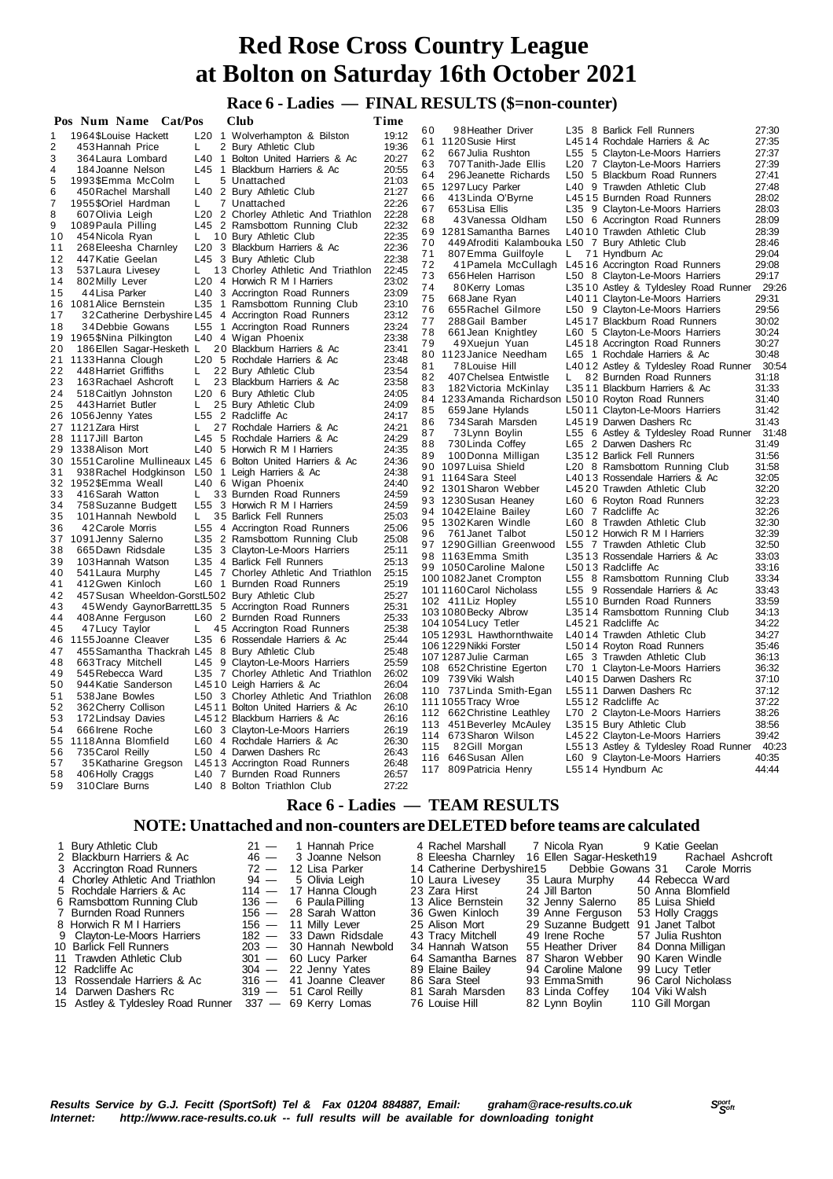# Red Rose Cross Country League
# at Bolton on Saturday 16th October 2021

## Race 6 - Ladies — FINAL RESULTS ($=non-counter)

| Pos | Num | Name | Cat/Pos | | Club | Time |
|---|---|---|---|---|---|---|
| 1 | 1964 | $Louise Hackett | L20 | 1 | Wolverhampton & Bilston | 19:12 |
| 2 | 453 | Hannah Price | L | 2 | Bury Athletic Club | 19:36 |
| 3 | 364 | Laura Lombard | L40 | 1 | Bolton United Harriers & Ac | 20:27 |
| 4 | 184 | Joanne Nelson | L45 | 1 | Blackburn Harriers & Ac | 20:55 |
| 5 | 1993 | $Emma McColm | L | 5 | Unattached | 21:03 |
| 6 | 450 | Rachel Marshall | L40 | 2 | Bury Athletic Club | 21:27 |
| 7 | 1955 | $Oriel Hardman | L | 7 | Unattached | 22:26 |
| 8 | 607 | Olivia Leigh | L20 | 2 | Chorley Athletic And Triathlon | 22:28 |
| 9 | 1089 | Paula Pilling | L45 | 2 | Ramsbottom Running Club | 22:32 |
| 10 | 454 | Nicola Ryan | L | 10 | Bury Athletic Club | 22:35 |
| 11 | 268 | Eleesha Charnley | L20 | 3 | Blackburn Harriers & Ac | 22:36 |
| 12 | 447 | Katie Geelan | L45 | 3 | Bury Athletic Club | 22:38 |
| 13 | 537 | Laura Livesey | L | 13 | Chorley Athletic And Triathlon | 22:45 |
| 14 | 802 | Milly Lever | L20 | 4 | Horwich R M I Harriers | 23:02 |
| 15 | 44 | Lisa Parker | L40 | 3 | Accrington Road Runners | 23:09 |
| 16 | 1081 | Alice Bernstein | L35 | 1 | Ramsbottom Running Club | 23:10 |
| 17 | 32 | Catherine Derbyshire | L45 | 4 | Accrington Road Runners | 23:12 |
| 18 | 34 | Debbie Gowans | L55 | 1 | Accrington Road Runners | 23:24 |
| 19 | 1965 | $Nina Pilkington | L40 | 4 | Wigan Phoenix | 23:38 |
| 20 | 186 | Ellen Sagar-Hesketh | L | 20 | Blackburn Harriers & Ac | 23:41 |
| 21 | 1133 | Hanna Clough | L20 | 5 | Rochdale Harriers & Ac | 23:48 |
| 22 | 448 | Harriet Griffiths | L | 22 | Bury Athletic Club | 23:54 |
| 23 | 163 | Rachael Ashcroft | L | 23 | Blackburn Harriers & Ac | 23:58 |
| 24 | 518 | Caitlyn Johnston | L20 | 6 | Bury Athletic Club | 24:05 |
| 25 | 443 | Harriet Butler | L | 25 | Bury Athletic Club | 24:09 |
| 26 | 1056 | Jenny Yates | L55 | 2 | Radcliffe Ac | 24:17 |
| 27 | 1121 | Zara Hirst | L | 27 | Rochdale Harriers & Ac | 24:21 |
| 28 | 1117 | Jill Barton | L45 | 5 | Rochdale Harriers & Ac | 24:29 |
| 29 | 1338 | Alison Mort | L40 | 5 | Horwich R M I Harriers | 24:35 |
| 30 | 1551 | Caroline Mullineaux | L45 | 6 | Bolton United Harriers & Ac | 24:36 |
| 31 | 938 | Rachel Hodgkinson | L50 | 1 | Leigh Harriers & Ac | 24:38 |
| 32 | 1952 | $Emma Weall | L40 | 6 | Wigan Phoenix | 24:40 |
| 33 | 416 | Sarah Watton | L | 33 | Burnden Road Runners | 24:59 |
| 34 | 758 | Suzanne Budgett | L55 | 3 | Horwich R M I Harriers | 24:59 |
| 35 | 101 | Hannah Newbold | L | 35 | Barlick Fell Runners | 25:03 |
| 36 | 42 | Carole Morris | L55 | 4 | Accrington Road Runners | 25:06 |
| 37 | 1091 | Jenny Salerno | L35 | 2 | Ramsbottom Running Club | 25:08 |
| 38 | 665 | Dawn Ridsdale | L35 | 3 | Clayton-Le-Moors Harriers | 25:11 |
| 39 | 103 | Hannah Watson | L35 | 4 | Barlick Fell Runners | 25:13 |
| 40 | 541 | Laura Murphy | L45 | 7 | Chorley Athletic And Triathlon | 25:15 |
| 41 | 412 | Gwen Kinloch | L60 | 1 | Burnden Road Runners | 25:19 |
| 42 | 457 | Susan Wheeldon-Gorst | L50 | 2 | Bury Athletic Club | 25:27 |
| 43 | 45 | Wendy GaynorBarrett | L35 | 5 | Accrington Road Runners | 25:31 |
| 44 | 408 | Anne Ferguson | L60 | 2 | Burnden Road Runners | 25:33 |
| 45 | 47 | Lucy Taylor | L | 45 | Accrington Road Runners | 25:38 |
| 46 | 1155 | Joanne Cleaver | L35 | 6 | Rossendale Harriers & Ac | 25:44 |
| 47 | 455 | Samantha Thackrah | L45 | 8 | Bury Athletic Club | 25:48 |
| 48 | 663 | Tracy Mitchell | L45 | 9 | Clayton-Le-Moors Harriers | 25:59 |
| 49 | 545 | Rebecca Ward | L35 | 7 | Chorley Athletic And Triathlon | 26:02 |
| 50 | 944 | Katie Sanderson | L45 | 10 | Leigh Harriers & Ac | 26:04 |
| 51 | 538 | Jane Bowles | L50 | 3 | Chorley Athletic And Triathlon | 26:08 |
| 52 | 362 | Cherry Collison | L45 | 11 | Bolton United Harriers & Ac | 26:10 |
| 53 | 172 | Lindsay Davies | L45 | 12 | Blackburn Harriers & Ac | 26:16 |
| 54 | 666 | Irene Roche | L60 | 3 | Clayton-Le-Moors Harriers | 26:19 |
| 55 | 1118 | Anna Blomfield | L60 | 4 | Rochdale Harriers & Ac | 26:30 |
| 56 | 735 | Carol Reilly | L50 | 4 | Darwen Dashers Rc | 26:43 |
| 57 | 35 | Katharine Gregson | L45 | 13 | Accrington Road Runners | 26:48 |
| 58 | 406 | Holly Craggs | L40 | 7 | Burnden Road Runners | 26:57 |
| 59 | 310 | Clare Burns | L40 | 8 | Bolton Triathlon Club | 27:22 |
| 60 | 98 | Heather Driver | L35 | 8 | Barlick Fell Runners | 27:30 |
| 61 | 1120 | Susie Hirst | L45 | 14 | Rochdale Harriers & Ac | 27:35 |
| 62 | 667 | Julia Rushton | L55 | 5 | Clayton-Le-Moors Harriers | 27:37 |
| 63 | 707 | Tanith-Jade Ellis | L20 | 7 | Clayton-Le-Moors Harriers | 27:39 |
| 64 | 296 | Jeanette Richards | L50 | 5 | Blackburn Road Runners | 27:41 |
| 65 | 1297 | Lucy Parker | L40 | 9 | Trawden Athletic Club | 27:48 |
| 66 | 413 | Linda O'Byrne | L45 | 15 | Burnden Road Runners | 28:02 |
| 67 | 653 | Lisa Ellis | L35 | 9 | Clayton-Le-Moors Harriers | 28:03 |
| 68 | 43 | Vanessa Oldham | L50 | 6 | Accrington Road Runners | 28:09 |
| 69 | 1281 | Samantha Barnes | L40 | 10 | Trawden Athletic Club | 28:39 |
| 70 | 449 | Afroditi Kalambouka | L50 | 7 | Bury Athletic Club | 28:46 |
| 71 | 807 | Emma Guilfoyle | L | 71 | Hyndburn Ac | 29:04 |
| 72 | 41 | Pamela McCullagh | L45 | 16 | Accrington Road Runners | 29:08 |
| 73 | 656 | Helen Harrison | L50 | 8 | Clayton-Le-Moors Harriers | 29:17 |
| 74 | 80 | Kerry Lomas | L35 | 10 | Astley & Tyldesley Road Runner | 29:26 |
| 75 | 668 | Jane Ryan | L40 | 11 | Clayton-Le-Moors Harriers | 29:31 |
| 76 | 655 | Rachel Gilmore | L50 | 9 | Clayton-Le-Moors Harriers | 29:56 |
| 77 | 288 | Gail Bamber | L45 | 17 | Blackburn Road Runners | 30:02 |
| 78 | 661 | Jean Knightley | L60 | 5 | Clayton-Le-Moors Harriers | 30:24 |
| 79 | 49 | Xuejun Yuan | L45 | 18 | Accrington Road Runners | 30:27 |
| 80 | 1123 | Janice Needham | L65 | 1 | Rochdale Harriers & Ac | 30:48 |
| 81 | 78 | Louise Hill | L40 | 12 | Astley & Tyldesley Road Runner | 30:54 |
| 82 | 407 | Chelsea Entwistle | L | 82 | Burnden Road Runners | 31:18 |
| 83 | 182 | Victoria McKinlay | L35 | 11 | Blackburn Harriers & Ac | 31:33 |
| 84 | 1233 | Amanda Richardson | L50 | 10 | Royton Road Runners | 31:40 |
| 85 | 659 | Jane Hylands | L50 | 11 | Clayton-Le-Moors Harriers | 31:42 |
| 86 | 734 | Sarah Marsden | L45 | 19 | Darwen Dashers Rc | 31:43 |
| 87 | 73 | Lynn Boylin | L55 | 6 | Astley & Tyldesley Road Runner | 31:48 |
| 88 | 730 | Linda Coffey | L65 | 2 | Darwen Dashers Rc | 31:49 |
| 89 | 100 | Donna Milligan | L35 | 12 | Barlick Fell Runners | 31:56 |
| 90 | 1097 | Luisa Shield | L20 | 8 | Ramsbottom Running Club | 31:58 |
| 91 | 1164 | Sara Steel | L40 | 13 | Rossendale Harriers & Ac | 32:05 |
| 92 | 1301 | Sharon Webber | L45 | 20 | Trawden Athletic Club | 32:20 |
| 93 | 1230 | Susan Heaney | L60 | 6 | Royton Road Runners | 32:23 |
| 94 | 1042 | Elaine Bailey | L60 | 7 | Radcliffe Ac | 32:26 |
| 95 | 1302 | Karen Windle | L60 | 8 | Trawden Athletic Club | 32:30 |
| 96 | 761 | Janet Talbot | L50 | 12 | Horwich R M I Harriers | 32:39 |
| 97 | 1290 | Gillian Greenwood | L55 | 7 | Trawden Athletic Club | 32:50 |
| 98 | 1163 | Emma Smith | L35 | 13 | Rossendale Harriers & Ac | 33:03 |
| 99 | 1050 | Caroline Malone | L50 | 13 | Radcliffe Ac | 33:16 |
| 100 | 1082 | Janet Crompton | L55 | 8 | Ramsbottom Running Club | 33:34 |
| 101 | 1160 | Carol Nicholass | L55 | 9 | Rossendale Harriers & Ac | 33:43 |
| 102 | 411 | Liz Hopley | L55 | 10 | Burnden Road Runners | 33:59 |
| 103 | 1080 | Becky Albrow | L35 | 14 | Ramsbottom Running Club | 34:13 |
| 104 | 1054 | Lucy Tetler | L45 | 21 | Radcliffe Ac | 34:22 |
| 105 | 1293 | L Hawthornthwaite | L40 | 14 | Trawden Athletic Club | 34:27 |
| 106 | 1229 | Nikki Forster | L50 | 14 | Royton Road Runners | 35:46 |
| 107 | 1287 | Julie Carman | L65 | 3 | Trawden Athletic Club | 36:13 |
| 108 | 652 | Christine Egerton | L70 | 1 | Clayton-Le-Moors Harriers | 36:32 |
| 109 | 739 | Viki Walsh | L40 | 15 | Darwen Dashers Rc | 37:10 |
| 110 | 737 | Linda Smith-Egan | L55 | 11 | Darwen Dashers Rc | 37:12 |
| 111 | 1055 | Tracy Wroe | L55 | 12 | Radcliffe Ac | 37:22 |
| 112 | 662 | Christine Leathley | L70 | 2 | Clayton-Le-Moors Harriers | 38:26 |
| 113 | 451 | Beverley McAuley | L35 | 15 | Bury Athletic Club | 38:56 |
| 114 | 673 | Sharon Wilson | L45 | 22 | Clayton-Le-Moors Harriers | 39:42 |
| 115 | 82 | Gill Morgan | L55 | 13 | Astley & Tyldesley Road Runner | 40:23 |
| 116 | 646 | Susan Allen | L60 | 9 | Clayton-Le-Moors Harriers | 40:35 |
| 117 | 809 | Patricia Henry | L55 | 14 | Hyndburn Ac | 44:44 |

## Race 6 - Ladies — TEAM RESULTS

### NOTE: Unattached and non-counters are DELETED before teams are calculated

| Pos | Club | Points | Runner 1 | Runner 2 | Runner 3 | Runner 4 |
|---|---|---|---|---|---|---|
| 1 | Bury Athletic Club | 21 | 1 Hannah Price | 4 Rachel Marshall | 7 Nicola Ryan | 9 Katie Geelan |
| 2 | Blackburn Harriers & Ac | 46 | 3 Joanne Nelson | 8 Eleesha Charnley | 16 Ellen Sagar-Hesketh | 19 Rachael Ashcroft |
| 3 | Accrington Road Runners | 72 | 12 Lisa Parker | 14 Catherine Derbyshire | 15 Debbie Gowans | 31 Carole Morris |
| 4 | Chorley Athletic And Triathlon | 94 | 5 Olivia Leigh | 10 Laura Livesey | 35 Laura Murphy | 44 Rebecca Ward |
| 5 | Rochdale Harriers & Ac | 114 | 17 Hanna Clough | 23 Zara Hirst | 24 Jill Barton | 50 Anna Blomfield |
| 6 | Ramsbottom Running Club | 136 | 6 Paula Pilling | 13 Alice Bernstein | 32 Jenny Salerno | 85 Luisa Shield |
| 7 | Burnden Road Runners | 156 | 28 Sarah Watton | 36 Gwen Kinloch | 39 Anne Ferguson | 53 Holly Craggs |
| 8 | Horwich R M I Harriers | 156 | 11 Milly Lever | 25 Alison Mort | 29 Suzanne Budgett | 91 Janet Talbot |
| 9 | Clayton-Le-Moors Harriers | 182 | 33 Dawn Ridsdale | 43 Tracy Mitchell | 49 Irene Roche | 57 Julia Rushton |
| 10 | Barlick Fell Runners | 203 | 30 Hannah Newbold | 34 Hannah Watson | 55 Heather Driver | 84 Donna Milligan |
| 11 | Trawden Athletic Club | 301 | 60 Lucy Parker | 64 Samantha Barnes | 87 Sharon Webber | 90 Karen Windle |
| 12 | Radcliffe Ac | 304 | 22 Jenny Yates | 89 Elaine Bailey | 94 Caroline Malone | 99 Lucy Tetler |
| 13 | Rossendale Harriers & Ac | 316 | 41 Joanne Cleaver | 86 Sara Steel | 93 Emma Smith | 96 Carol Nicholass |
| 14 | Darwen Dashers Rc | 319 | 51 Carol Reilly | 81 Sarah Marsden | 83 Linda Coffey | 104 Viki Walsh |
| 15 | Astley & Tyldesley Road Runner | 337 | 69 Kerry Lomas | 76 Louise Hill | 82 Lynn Boylin | 110 Gill Morgan |

*Results Service by G.J. Fecitt (SportSoft) Tel & Fax 01204 884887, Email: graham@race-results.co.uk*
*Internet: http://www.race-results.co.uk -- full results will be available for downloading tonight*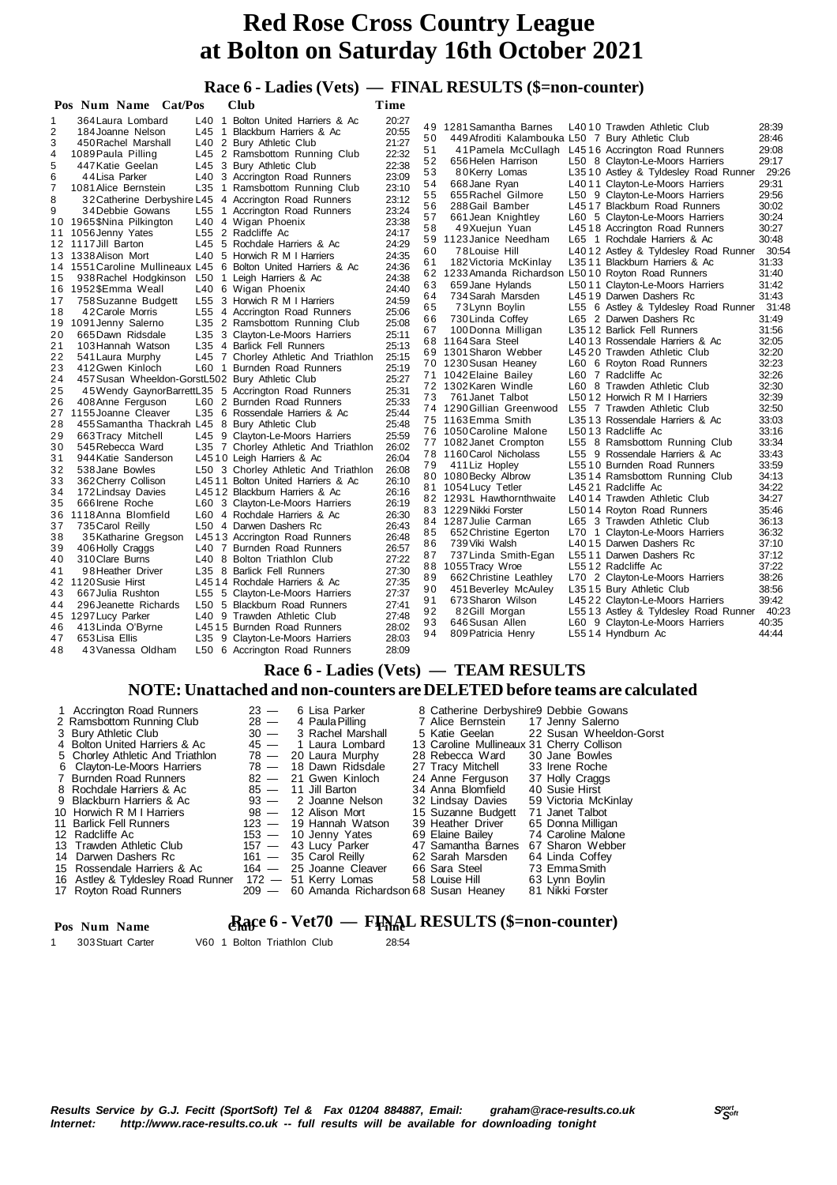# Red Rose Cross Country League
# at Bolton on Saturday 16th October 2021

## Race 6 - Ladies (Vets) — FINAL RESULTS ($=non-counter)

| Pos | Num | Name | Cat/Pos | Club | Time |
|---|---|---|---|---|---|
| 1 | 364 | Laura Lombard | L40 1 | Bolton United Harriers & Ac | 20:27 |
| 2 | 184 | Joanne Nelson | L45 1 | Blackburn Harriers & Ac | 20:55 |
| 3 | 450 | Rachel Marshall | L40 2 | Bury Athletic Club | 21:27 |
| 4 | 1089 | Paula Pilling | L45 2 | Ramsbottom Running Club | 22:32 |
| 5 | 447 | Katie Geelan | L45 3 | Bury Athletic Club | 22:38 |
| 6 | 44 | Lisa Parker | L40 3 | Accrington Road Runners | 23:09 |
| 7 | 1081 | Alice Bernstein | L35 1 | Ramsbottom Running Club | 23:10 |
| 8 | 32 | Catherine Derbyshire | L45 4 | Accrington Road Runners | 23:12 |
| 9 | 34 | Debbie Gowans | L55 1 | Accrington Road Runners | 23:24 |
| 10 | 1965 | $Nina Pilkington | L40 4 | Wigan Phoenix | 23:38 |
| 11 | 1056 | Jenny Yates | L55 2 | Radcliffe Ac | 24:17 |
| 12 | 1117 | Jill Barton | L45 5 | Rochdale Harriers & Ac | 24:29 |
| 13 | 1338 | Alison Mort | L40 5 | Horwich R M I Harriers | 24:35 |
| 14 | 1551 | Caroline Mullineaux | L45 6 | Bolton United Harriers & Ac | 24:36 |
| 15 | 938 | Rachel Hodgkinson | L50 1 | Leigh Harriers & Ac | 24:38 |
| 16 | 1952 | $Emma Weall | L40 6 | Wigan Phoenix | 24:40 |
| 17 | 758 | Suzanne Budgett | L55 3 | Horwich R M I Harriers | 24:59 |
| 18 | 42 | Carole Morris | L55 4 | Accrington Road Runners | 25:06 |
| 19 | 1091 | Jenny Salerno | L35 2 | Ramsbottom Running Club | 25:08 |
| 20 | 665 | Dawn Ridsdale | L35 3 | Clayton-Le-Moors Harriers | 25:11 |
| 21 | 103 | Hannah Watson | L35 4 | Barlick Fell Runners | 25:13 |
| 22 | 541 | Laura Murphy | L45 7 | Chorley Athletic And Triathlon | 25:15 |
| 23 | 412 | Gwen Kinloch | L60 1 | Burnden Road Runners | 25:19 |
| 24 | 457 | Susan Wheeldon-Gorst | L50 2 | Bury Athletic Club | 25:27 |
| 25 | 45 | Wendy GaynorBarrett | L35 5 | Accrington Road Runners | 25:31 |
| 26 | 408 | Anne Ferguson | L60 2 | Burnden Road Runners | 25:33 |
| 27 | 1155 | Joanne Cleaver | L35 6 | Rossendale Harriers & Ac | 25:44 |
| 28 | 455 | Samantha Thackrah | L45 8 | Bury Athletic Club | 25:48 |
| 29 | 663 | Tracy Mitchell | L45 9 | Clayton-Le-Moors Harriers | 25:59 |
| 30 | 545 | Rebecca Ward | L35 7 | Chorley Athletic And Triathlon | 26:02 |
| 31 | 944 | Katie Sanderson | L45 10 | Leigh Harriers & Ac | 26:04 |
| 32 | 538 | Jane Bowles | L50 3 | Chorley Athletic And Triathlon | 26:08 |
| 33 | 362 | Cherry Collison | L45 11 | Bolton United Harriers & Ac | 26:10 |
| 34 | 172 | Lindsay Davies | L45 12 | Blackburn Harriers & Ac | 26:16 |
| 35 | 666 | Irene Roche | L60 3 | Clayton-Le-Moors Harriers | 26:19 |
| 36 | 1118 | Anna Blomfield | L60 4 | Rochdale Harriers & Ac | 26:30 |
| 37 | 735 | Carol Reilly | L50 4 | Darwen Dashers Rc | 26:43 |
| 38 | 35 | Katharine Gregson | L45 13 | Accrington Road Runners | 26:48 |
| 39 | 406 | Holly Craggs | L40 7 | Burnden Road Runners | 26:57 |
| 40 | 310 | Clare Burns | L40 8 | Bolton Triathlon Club | 27:22 |
| 41 | 98 | Heather Driver | L35 8 | Barlick Fell Runners | 27:30 |
| 42 | 1120 | Susie Hirst | L45 14 | Rochdale Harriers & Ac | 27:35 |
| 43 | 667 | Julia Rushton | L55 5 | Clayton-Le-Moors Harriers | 27:37 |
| 44 | 296 | Jeanette Richards | L50 5 | Blackburn Road Runners | 27:41 |
| 45 | 1297 | Lucy Parker | L40 9 | Trawden Athletic Club | 27:48 |
| 46 | 413 | Linda O'Byrne | L45 15 | Burnden Road Runners | 28:02 |
| 47 | 653 | Lisa Ellis | L35 9 | Clayton-Le-Moors Harriers | 28:03 |
| 48 | 43 | Vanessa Oldham | L50 6 | Accrington Road Runners | 28:09 |
| 49 | 1281 | Samantha Barnes | L40 10 | Trawden Athletic Club | 28:39 |
| 50 | 449 | Afroditi Kalambouka | L50 7 | Bury Athletic Club | 28:46 |
| 51 | 41 | Pamela McCullagh | L45 16 | Accrington Road Runners | 29:08 |
| 52 | 656 | Helen Harrison | L50 8 | Clayton-Le-Moors Harriers | 29:17 |
| 53 | 80 | Kerry Lomas | L35 10 | Astley & Tyldesley Road Runner | 29:26 |
| 54 | 668 | Jane Ryan | L40 11 | Clayton-Le-Moors Harriers | 29:31 |
| 55 | 655 | Rachel Gilmore | L50 9 | Clayton-Le-Moors Harriers | 29:56 |
| 56 | 288 | Gail Bamber | L45 17 | Blackburn Road Runners | 30:02 |
| 57 | 661 | Jean Knightley | L60 5 | Clayton-Le-Moors Harriers | 30:24 |
| 58 | 49 | Xuejun Yuan | L45 18 | Accrington Road Runners | 30:27 |
| 59 | 1123 | Janice Needham | L65 1 | Rochdale Harriers & Ac | 30:48 |
| 60 | 78 | Louise Hill | L40 12 | Astley & Tyldesley Road Runner | 30:54 |
| 61 | 182 | Victoria McKinlay | L35 11 | Blackburn Harriers & Ac | 31:33 |
| 62 | 1233 | Amanda Richardson | L50 10 | Royton Road Runners | 31:40 |
| 63 | 659 | Jane Hylands | L50 11 | Clayton-Le-Moors Harriers | 31:42 |
| 64 | 734 | Sarah Marsden | L45 19 | Darwen Dashers Rc | 31:43 |
| 65 | 73 | Lynn Boylin | L55 6 | Astley & Tyldesley Road Runner | 31:48 |
| 66 | 730 | Linda Coffey | L65 2 | Darwen Dashers Rc | 31:49 |
| 67 | 100 | Donna Milligan | L35 12 | Barlick Fell Runners | 31:56 |
| 68 | 1164 | Sara Steel | L40 13 | Rossendale Harriers & Ac | 32:05 |
| 69 | 1301 | Sharon Webber | L45 20 | Trawden Athletic Club | 32:20 |
| 70 | 1230 | Susan Heaney | L60 6 | Royton Road Runners | 32:23 |
| 71 | 1042 | Elaine Bailey | L60 7 | Radcliffe Ac | 32:26 |
| 72 | 1302 | Karen Windle | L60 8 | Trawden Athletic Club | 32:30 |
| 73 | 761 | Janet Talbot | L50 12 | Horwich R M I Harriers | 32:39 |
| 74 | 1290 | Gillian Greenwood | L55 7 | Trawden Athletic Club | 32:50 |
| 75 | 1163 | Emma Smith | L35 13 | Rossendale Harriers & Ac | 33:03 |
| 76 | 1050 | Caroline Malone | L50 13 | Radcliffe Ac | 33:16 |
| 77 | 1082 | Janet Crompton | L55 8 | Ramsbottom Running Club | 33:34 |
| 78 | 1160 | Carol Nicholass | L55 9 | Rossendale Harriers & Ac | 33:43 |
| 79 | 411 | Liz Hopley | L55 10 | Burnden Road Runners | 33:59 |
| 80 | 1080 | Becky Albrow | L35 14 | Ramsbottom Running Club | 34:13 |
| 81 | 1054 | Lucy Tetler | L45 21 | Radcliffe Ac | 34:22 |
| 82 | 1293 | L Hawthornthwaite | L40 14 | Trawden Athletic Club | 34:27 |
| 83 | 1229 | Nikki Forster | L50 14 | Royton Road Runners | 35:46 |
| 84 | 1287 | Julie Carman | L65 3 | Trawden Athletic Club | 36:13 |
| 85 | 652 | Christine Egerton | L70 1 | Clayton-Le-Moors Harriers | 36:32 |
| 86 | 739 | Viki Walsh | L40 15 | Darwen Dashers Rc | 37:10 |
| 87 | 737 | Linda Smith-Egan | L55 11 | Darwen Dashers Rc | 37:12 |
| 88 | 1055 | Tracy Wroe | L55 12 | Radcliffe Ac | 37:22 |
| 89 | 662 | Christine Leathley | L70 2 | Clayton-Le-Moors Harriers | 38:26 |
| 90 | 451 | Beverley McAuley | L35 15 | Bury Athletic Club | 38:56 |
| 91 | 673 | Sharon Wilson | L45 22 | Clayton-Le-Moors Harriers | 39:42 |
| 92 | 82 | Gill Morgan | L55 13 | Astley & Tyldesley Road Runner | 40:23 |
| 93 | 646 | Susan Allen | L60 9 | Clayton-Le-Moors Harriers | 40:35 |
| 94 | 809 | Patricia Henry | L55 14 | Hyndburn Ac | 44:44 |

## Race 6 - Ladies (Vets) — TEAM RESULTS

### NOTE: Unattached and non-counters are DELETED before teams are calculated

| Pos | Club | Points | 1st | 2nd | 3rd | 4th |
|---|---|---|---|---|---|---|
| 1 | Accrington Road Runners | 23 | 6 Lisa Parker | 8 Catherine Derbyshire | 9 Debbie Gowans | |
| 2 | Ramsbottom Running Club | 28 | 4 Paula Pilling | 7 Alice Bernstein | 17 Jenny Salerno | |
| 3 | Bury Athletic Club | 30 | 3 Rachel Marshall | 5 Katie Geelan | 22 Susan Wheeldon-Gorst | |
| 4 | Bolton United Harriers & Ac | 45 | 1 Laura Lombard | 13 Caroline Mullineaux | 31 Cherry Collison | |
| 5 | Chorley Athletic And Triathlon | 78 | 20 Laura Murphy | 28 Rebecca Ward | 30 Jane Bowles | |
| 6 | Clayton-Le-Moors Harriers | 78 | 18 Dawn Ridsdale | 27 Tracy Mitchell | 33 Irene Roche | |
| 7 | Burnden Road Runners | 82 | 21 Gwen Kinloch | 24 Anne Ferguson | 37 Holly Craggs | |
| 8 | Rochdale Harriers & Ac | 85 | 11 Jill Barton | 34 Anna Blomfield | 40 Susie Hirst | |
| 9 | Blackburn Harriers & Ac | 93 | 2 Joanne Nelson | 32 Lindsay Davies | 59 Victoria McKinlay | |
| 10 | Horwich R M I Harriers | 98 | 12 Alison Mort | 15 Suzanne Budgett | 71 Janet Talbot | |
| 11 | Barlick Fell Runners | 123 | 19 Hannah Watson | 39 Heather Driver | 65 Donna Milligan | |
| 12 | Radcliffe Ac | 153 | 10 Jenny Yates | 69 Elaine Bailey | 74 Caroline Malone | |
| 13 | Trawden Athletic Club | 157 | 43 Lucy Parker | 47 Samantha Barnes | 67 Sharon Webber | |
| 14 | Darwen Dashers Rc | 161 | 35 Carol Reilly | 62 Sarah Marsden | 64 Linda Coffey | |
| 15 | Rossendale Harriers & Ac | 164 | 25 Joanne Cleaver | 66 Sara Steel | 73 Emma Smith | |
| 16 | Astley & Tyldesley Road Runner | 172 | 51 Kerry Lomas | 58 Louise Hill | 63 Lynn Boylin | |
| 17 | Royton Road Runners | 209 | 60 Amanda Richardson | 68 Susan Heaney | 81 Nikki Forster | |

## Race 6 - Vet70 — FINAL RESULTS ($=non-counter)

| Pos | Num | Name | Cat/Pos | Club | Time |
|---|---|---|---|---|---|
| 1 | 303 | Stuart Carter | V60 1 | Bolton Triathlon Club | 28:54 |

*Results Service by G.J. Fecitt (SportSoft) Tel & Fax 01204 884887, Email: graham@race-results.co.uk*
*Internet: http://www.race-results.co.uk -- full results will be available for downloading tonight*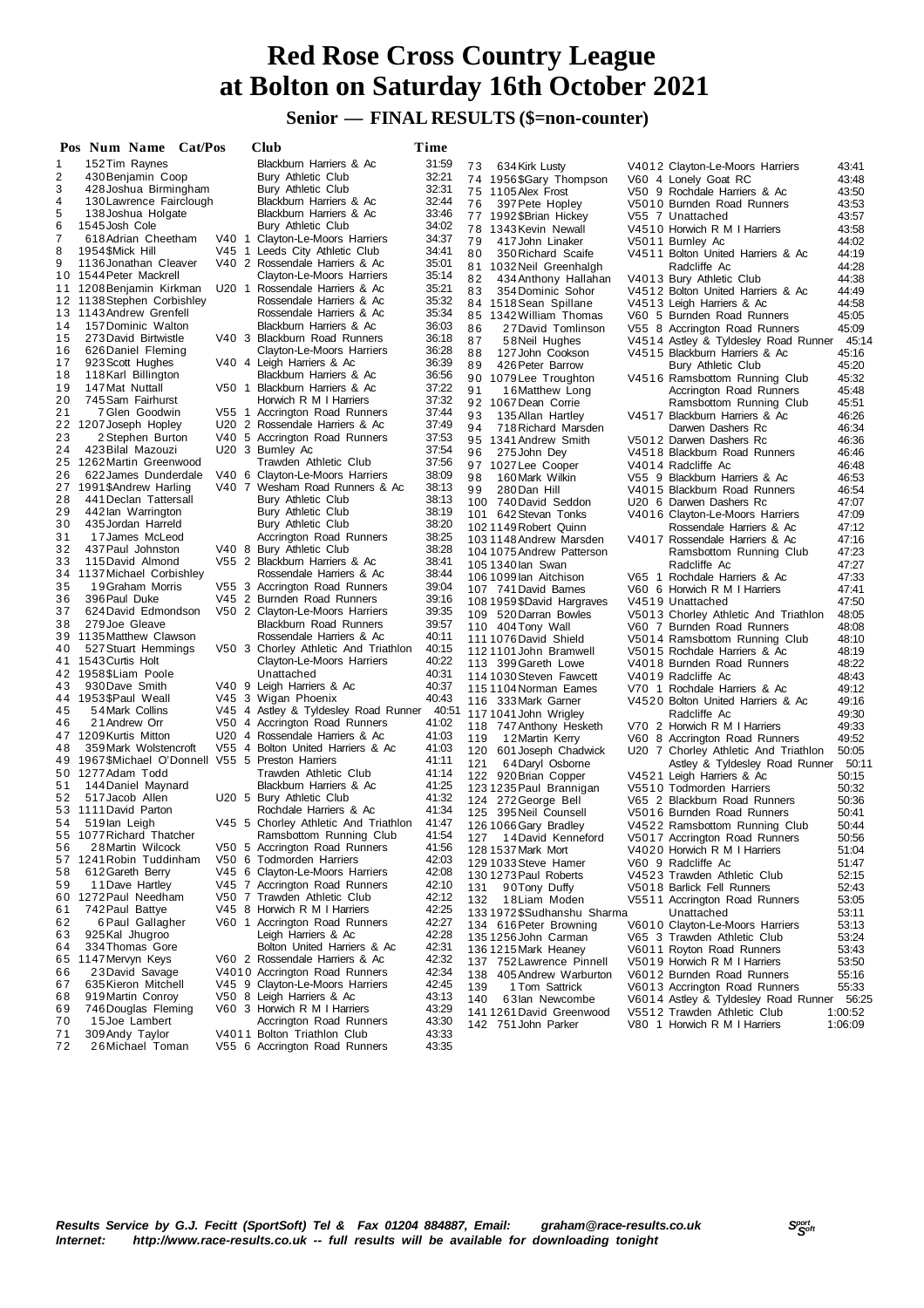# Red Rose Cross Country League at Bolton on Saturday 16th October 2021

## Senior — FINAL RESULTS ($=non-counter)

| Pos | Num | Name | Cat/Pos | Club | Time |
|---|---|---|---|---|---|
| 1 | 152 | Tim Raynes | | Blackburn Harriers & Ac | 31:59 |
| 2 | 430 | Benjamin Coop | | Bury Athletic Club | 32:21 |
| 3 | 428 | Joshua Birmingham | | Bury Athletic Club | 32:31 |
| 4 | 130 | Lawrence Fairclough | | Blackburn Harriers & Ac | 32:44 |
| 5 | 138 | Joshua Holgate | | Blackburn Harriers & Ac | 33:46 |
| 6 | 1545 | Josh Cole | | Bury Athletic Club | 34:02 |
| 7 | 618 | Adrian Cheetham | V40 1 | Clayton-Le-Moors Harriers | 34:37 |
| 8 | 1954 | $Mick Hill | V45 1 | Leeds City Athletic Club | 34:41 |
| 9 | 1136 | Jonathan Cleaver | V40 2 | Rossendale Harriers & Ac | 35:01 |
| 10 | 1544 | Peter Mackrell | | Clayton-Le-Moors Harriers | 35:14 |
| 11 | 1208 | Benjamin Kirkman | U20 1 | Rossendale Harriers & Ac | 35:21 |
| 12 | 1138 | Stephen Corbishley | | Rossendale Harriers & Ac | 35:32 |
| 13 | 1143 | Andrew Grenfell | | Rossendale Harriers & Ac | 35:34 |
| 14 | 157 | Dominic Walton | | Blackburn Harriers & Ac | 36:03 |
| 15 | 273 | David Birtwistle | V40 3 | Blackburn Road Runners | 36:18 |
| 16 | 626 | Daniel Fleming | | Clayton-Le-Moors Harriers | 36:28 |
| 17 | 923 | Scott Hughes | V40 4 | Leigh Harriers & Ac | 36:39 |
| 18 | 118 | Karl Billington | | Blackburn Harriers & Ac | 36:56 |
| 19 | 147 | Mat Nuttall | V50 1 | Blackburn Harriers & Ac | 37:22 |
| 20 | 745 | Sam Fairhurst | | Horwich R M I Harriers | 37:32 |
| 21 | 7 | Glen Goodwin | V55 1 | Accrington Road Runners | 37:44 |
| 22 | 1207 | Joseph Hopley | U20 2 | Rossendale Harriers & Ac | 37:49 |
| 23 | 2 | Stephen Burton | V40 5 | Accrington Road Runners | 37:53 |
| 24 | 423 | Bilal Mazouzi | U20 3 | Burnley Ac | 37:54 |
| 25 | 1262 | Martin Greenwood | | Trawden Athletic Club | 37:56 |
| 26 | 622 | James Dunderdale | V40 6 | Clayton-Le-Moors Harriers | 38:09 |
| 27 | 1991 | $Andrew Harling | V40 7 | Wesham Road Runners & Ac | 38:13 |
| 28 | 441 | Declan Tattersall | | Bury Athletic Club | 38:13 |
| 29 | 442 | Ian Warrington | | Bury Athletic Club | 38:19 |
| 30 | 435 | Jordan Harreld | | Bury Athletic Club | 38:20 |
| 31 | 17 | James McLeod | | Accrington Road Runners | 38:25 |
| 32 | 437 | Paul Johnston | V40 8 | Bury Athletic Club | 38:28 |
| 33 | 115 | David Almond | V55 2 | Blackburn Harriers & Ac | 38:41 |
| 34 | 1137 | Michael Corbishley | | Rossendale Harriers & Ac | 38:44 |
| 35 | 19 | Graham Morris | V55 3 | Accrington Road Runners | 39:04 |
| 36 | 396 | Paul Duke | V45 2 | Burnden Road Runners | 39:16 |
| 37 | 624 | David Edmondson | V50 2 | Clayton-Le-Moors Harriers | 39:35 |
| 38 | 279 | Joe Gleave | | Blackburn Road Runners | 39:57 |
| 39 | 1135 | Matthew Clawson | | Rossendale Harriers & Ac | 40:11 |
| 40 | 527 | Stuart Hemmings | V50 3 | Chorley Athletic And Triathlon | 40:15 |
| 41 | 1543 | Curtis Holt | | Clayton-Le-Moors Harriers | 40:22 |
| 42 | 1958 | $Liam Poole | | Unattached | 40:31 |
| 43 | 930 | Dave Smith | V40 9 | Leigh Harriers & Ac | 40:37 |
| 44 | 1953 | $Paul Weall | V45 3 | Wigan Phoenix | 40:43 |
| 45 | 54 | Mark Collins | V45 4 | Astley & Tyldesley Road Runner | 40:51 |
| 46 | 21 | Andrew Orr | V50 4 | Accrington Road Runners | 41:02 |
| 47 | 1209 | Kurtis Mitton | U20 4 | Rossendale Harriers & Ac | 41:03 |
| 48 | 359 | Mark Wolstencroft | V55 4 | Bolton United Harriers & Ac | 41:03 |
| 49 | 1967 | $Michael O'Donnell | V55 5 | Preston Harriers | 41:11 |
| 50 | 1277 | Adam Todd | | Trawden Athletic Club | 41:14 |
| 51 | 144 | Daniel Maynard | | Blackburn Harriers & Ac | 41:25 |
| 52 | 517 | Jacob Allen | U20 5 | Bury Athletic Club | 41:32 |
| 53 | 1111 | David Parton | | Rochdale Harriers & Ac | 41:34 |
| 54 | 519 | Ian Leigh | V45 5 | Chorley Athletic And Triathlon | 41:47 |
| 55 | 1077 | Richard Thatcher | | Ramsbottom Running Club | 41:54 |
| 56 | 28 | Martin Wilcock | V50 5 | Accrington Road Runners | 41:56 |
| 57 | 1241 | Robin Tuddinham | V50 6 | Todmorden Harriers | 42:03 |
| 58 | 612 | Gareth Berry | V45 6 | Clayton-Le-Moors Harriers | 42:08 |
| 59 | 11 | Dave Hartley | V45 7 | Accrington Road Runners | 42:10 |
| 60 | 1272 | Paul Needham | V50 7 | Trawden Athletic Club | 42:12 |
| 61 | 742 | Paul Battye | V45 8 | Horwich R M I Harriers | 42:25 |
| 62 | 6 | Paul Gallagher | V60 1 | Accrington Road Runners | 42:27 |
| 63 | 925 | Kal Jhugroo | | Leigh Harriers & Ac | 42:28 |
| 64 | 334 | Thomas Gore | | Bolton United Harriers & Ac | 42:31 |
| 65 | 1147 | Mervyn Keys | V60 2 | Rossendale Harriers & Ac | 42:32 |
| 66 | 23 | David Savage | V40 10 | Accrington Road Runners | 42:34 |
| 67 | 635 | Kieron Mitchell | V45 9 | Clayton-Le-Moors Harriers | 42:45 |
| 68 | 919 | Martin Conroy | V50 8 | Leigh Harriers & Ac | 43:13 |
| 69 | 746 | Douglas Fleming | V60 3 | Horwich R M I Harriers | 43:29 |
| 70 | 15 | Joe Lambert | | Accrington Road Runners | 43:30 |
| 71 | 309 | Andy Taylor | V40 11 | Bolton Triathlon Club | 43:33 |
| 72 | 26 | Michael Toman | V55 6 | Accrington Road Runners | 43:35 |
| 73 | 634 | Kirk Lusty | V40 12 | Clayton-Le-Moors Harriers | 43:41 |
| 74 | 1956 | $Gary Thompson | V60 4 | Lonely Goat RC | 43:48 |
| 75 | 1105 | Alex Frost | V50 9 | Rochdale Harriers & Ac | 43:50 |
| 76 | 397 | Pete Hopley | V50 10 | Burnden Road Runners | 43:53 |
| 77 | 1992 | $Brian Hickey | V55 7 | Unattached | 43:57 |
| 78 | 1343 | Kevin Newall | V45 10 | Horwich R M I Harriers | 43:58 |
| 79 | 417 | John Linaker | V50 11 | Burnley Ac | 44:02 |
| 80 | 350 | Richard Scaife | V45 11 | Bolton United Harriers & Ac | 44:19 |
| 81 | 1032 | Neil Greenhalgh | | Radcliffe Ac | 44:28 |
| 82 | 434 | Anthony Hallahan | V40 13 | Bury Athletic Club | 44:38 |
| 83 | 354 | Dominic Sohor | V45 12 | Bolton United Harriers & Ac | 44:49 |
| 84 | 1518 | Sean Spillane | V45 13 | Leigh Harriers & Ac | 44:58 |
| 85 | 1342 | William Thomas | V60 5 | Burnden Road Runners | 45:05 |
| 86 | 27 | David Tomlinson | V55 8 | Accrington Road Runners | 45:09 |
| 87 | 58 | Neil Hughes | V45 14 | Astley & Tyldesley Road Runner | 45:14 |
| 88 | 127 | John Cookson | V45 15 | Blackburn Harriers & Ac | 45:16 |
| 89 | 426 | Peter Barrow | | Bury Athletic Club | 45:20 |
| 90 | 1079 | Lee Troughton | V45 16 | Ramsbottom Running Club | 45:32 |
| 91 | 16 | Matthew Long | | Accrington Road Runners | 45:48 |
| 92 | 1067 | Dean Corrie | | Ramsbottom Running Club | 45:51 |
| 93 | 135 | Allan Hartley | V45 17 | Blackburn Harriers & Ac | 46:26 |
| 94 | 718 | Richard Marsden | | Darwen Dashers Rc | 46:34 |
| 95 | 1341 | Andrew Smith | V50 12 | Darwen Dashers Rc | 46:36 |
| 96 | 275 | John Dey | V45 18 | Blackburn Road Runners | 46:46 |
| 97 | 1027 | Lee Cooper | V40 14 | Radcliffe Ac | 46:48 |
| 98 | 160 | Mark Wilkin | V55 9 | Blackburn Harriers & Ac | 46:53 |
| 99 | 280 | Dan Hill | V40 15 | Blackburn Road Runners | 46:54 |
| 100 | 740 | David Seddon | U20 6 | Darwen Dashers Rc | 47:07 |
| 101 | 642 | Stevan Tonks | V40 16 | Clayton-Le-Moors Harriers | 47:09 |
| 102 | 1149 | Robert Quinn | | Rossendale Harriers & Ac | 47:12 |
| 103 | 1148 | Andrew Marsden | V40 17 | Rossendale Harriers & Ac | 47:16 |
| 104 | 1075 | Andrew Patterson | | Ramsbottom Running Club | 47:23 |
| 105 | 1340 | Ian Swan | | Radcliffe Ac | 47:27 |
| 106 | 1099 | Ian Aitchison | V65 1 | Rochdale Harriers & Ac | 47:33 |
| 107 | 741 | David Barnes | V60 6 | Horwich R M I Harriers | 47:41 |
| 108 | 1959 | $David Hargraves | V45 19 | Unattached | 47:50 |
| 109 | 520 | Darran Bowles | V50 13 | Chorley Athletic And Triathlon | 48:05 |
| 110 | 404 | Tony Wall | V60 7 | Burnden Road Runners | 48:08 |
| 111 | 1076 | David Shield | V50 14 | Ramsbottom Running Club | 48:10 |
| 112 | 1101 | John Bramwell | V50 15 | Rochdale Harriers & Ac | 48:19 |
| 113 | 399 | Gareth Lowe | V40 18 | Burnden Road Runners | 48:22 |
| 114 | 1030 | Steven Fawcett | V40 19 | Radcliffe Ac | 48:43 |
| 115 | 1104 | Norman Eames | V70 1 | Rochdale Harriers & Ac | 49:12 |
| 116 | 333 | Mark Garner | V45 20 | Bolton United Harriers & Ac | 49:16 |
| 117 | 1041 | John Wrigley | | Radcliffe Ac | 49:30 |
| 118 | 747 | Anthony Hesketh | V70 2 | Horwich R M I Harriers | 49:33 |
| 119 | 12 | Martin Kerry | V60 8 | Accrington Road Runners | 49:52 |
| 120 | 601 | Joseph Chadwick | U20 7 | Chorley Athletic And Triathlon | 50:05 |
| 121 | 64 | Daryl Osborne | | Astley & Tyldesley Road Runner | 50:11 |
| 122 | 920 | Brian Copper | V45 21 | Leigh Harriers & Ac | 50:15 |
| 123 | 1235 | Paul Brannigan | V55 10 | Todmorden Harriers | 50:32 |
| 124 | 272 | George Bell | V65 2 | Blackburn Road Runners | 50:36 |
| 125 | 395 | Neil Counsell | V50 16 | Burnden Road Runners | 50:41 |
| 126 | 1066 | Gary Bradley | V45 22 | Ramsbottom Running Club | 50:44 |
| 127 | 14 | David Kenneford | V50 17 | Accrington Road Runners | 50:56 |
| 128 | 1537 | Mark Mort | V40 20 | Horwich R M I Harriers | 51:04 |
| 129 | 1033 | Steve Hamer | V60 9 | Radcliffe Ac | 51:47 |
| 130 | 1273 | Paul Roberts | V45 23 | Trawden Athletic Club | 52:15 |
| 131 | 90 | Tony Duffy | V50 18 | Barlick Fell Runners | 52:43 |
| 132 | 18 | Liam Moden | V55 11 | Accrington Road Runners | 53:05 |
| 133 | 1972 | $Sudhanshu Sharma | | Unattached | 53:11 |
| 134 | 616 | Peter Browning | V60 10 | Clayton-Le-Moors Harriers | 53:13 |
| 135 | 1256 | John Carman | V65 3 | Trawden Athletic Club | 53:24 |
| 136 | 1215 | Mark Heaney | V60 11 | Royton Road Runners | 53:43 |
| 137 | 752 | Lawrence Pinnell | V50 19 | Horwich R M I Harriers | 53:50 |
| 138 | 405 | Andrew Warburton | V60 12 | Burnden Road Runners | 55:16 |
| 139 | 1 | Tom Sattrick | V60 13 | Accrington Road Runners | 55:33 |
| 140 | 63 | Ian Newcombe | V60 14 | Astley & Tyldesley Road Runner | 56:25 |
| 141 | 1261 | David Greenwood | V55 12 | Trawden Athletic Club | 1:00:52 |
| 142 | 751 | John Parker | V80 1 | Horwich R M I Harriers | 1:06:09 |

*Results Service by G.J. Fecitt (SportSoft) Tel & Fax 01204 884887, Email: graham@race-results.co.uk*
*Internet: http://www.race-results.co.uk -- full results will be available for downloading tonight*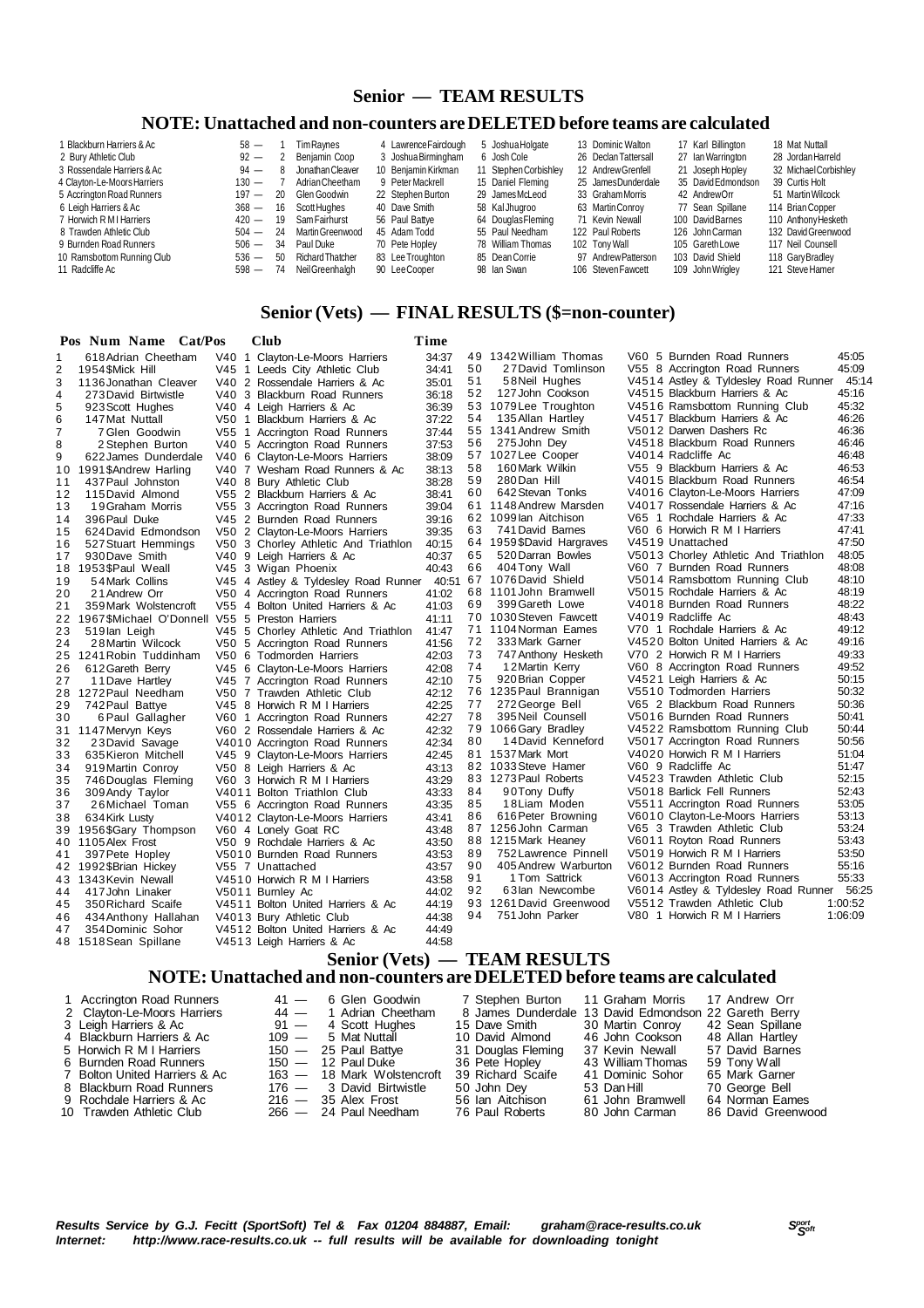## Senior — TEAM RESULTS

### NOTE: Unattached and non-counters are DELETED before teams are calculated

| | | | | | | | | | |
|---|---|---|---|---|---|---|---|---|---|
| 1 Blackburn Harriers & Ac | 58 — | 1 Tim Raynes | 4 Lawrence Fairclough | 5 Joshua Holgate | 13 Dominic Walton | 17 Karl Billington | 18 Mat Nuttall |
| 2 Bury Athletic Club | 92 — | 2 Benjamin Coop | 3 Joshua Birmingham | 6 Josh Cole | 26 Declan Tattersall | 27 Ian Warrington | 28 Jordan Harreld |
| 3 Rossendale Harriers & Ac | 94 — | 8 Jonathan Cleaver | 10 Benjamin Kirkman | 11 Stephen Corbishley | 12 Andrew Grenfell | 21 Joseph Hopley | 32 Michael Corbishley |
| 4 Clayton-Le-Moors Harriers | 130 — | 7 Adrian Cheetham | 9 Peter Mackrell | 15 Daniel Fleming | 25 James Dunderdale | 35 David Edmondson | 39 Curtis Holt |
| 5 Accrington Road Runners | 197 — | 20 Glen Goodwin | 22 Stephen Burton | 29 James McLeod | 33 Graham Morris | 42 Andrew Orr | 51 Martin Wilcock |
| 6 Leigh Harriers & Ac | 368 — | 16 Scott Hughes | 40 Dave Smith | 58 Kal Jhugroo | 63 Martin Conroy | 77 Sean Spillane | 114 Brian Copper |
| 7 Horwich R M I Harriers | 420 — | 19 Sam Fairhurst | 56 Paul Battye | 64 Douglas Fleming | 71 Kevin Newall | 100 David Barnes | 110 Anthony Hesketh |
| 8 Trawden Athletic Club | 504 — | 24 Martin Greenwood | 45 Adam Todd | 55 Paul Needham | 122 Paul Roberts | 126 John Carman | 132 David Greenwood |
| 9 Burnden Road Runners | 506 — | 34 Paul Duke | 70 Pete Hopley | 78 William Thomas | 102 Tony Wall | 105 Gareth Lowe | 117 Neil Counsell |
| 10 Ramsbottom Running Club | 536 — | 50 Richard Thatcher | 83 Lee Troughton | 85 Dean Corrie | 97 Andrew Patterson | 103 David Shield | 118 Gary Bradley |
| 11 Radcliffe Ac | 598 — | 74 Neil Greenhalgh | 90 Lee Cooper | 98 Ian Swan | 106 Steven Fawcett | 109 John Wrigley | 121 Steve Hamer |

## Senior (Vets) — FINAL RESULTS ($=non-counter)

| Pos | Num | Name | Cat/Pos | Club | Time |
|---|---|---|---|---|---|
| 1 | 618 | Adrian Cheetham | V40 1 | Clayton-Le-Moors Harriers | 34:37 |
| 2 | 1954 | $Mick Hill | V45 1 | Leeds City Athletic Club | 34:41 |
| 3 | 1136 | Jonathan Cleaver | V40 2 | Rossendale Harriers & Ac | 35:01 |
| 4 | 273 | David Birtwistle | V40 3 | Blackburn Road Runners | 36:18 |
| 5 | 923 | Scott Hughes | V40 4 | Leigh Harriers & Ac | 36:39 |
| 6 | 147 | Mat Nuttall | V50 1 | Blackburn Harriers & Ac | 37:22 |
| 7 | 7 | Glen Goodwin | V55 1 | Accrington Road Runners | 37:44 |
| 8 | 2 | Stephen Burton | V40 5 | Accrington Road Runners | 37:53 |
| 9 | 622 | James Dunderdale | V40 6 | Clayton-Le-Moors Harriers | 38:09 |
| 10 | 1991 | $Andrew Harling | V40 7 | Wesham Road Runners & Ac | 38:13 |
| 11 | 437 | Paul Johnston | V40 8 | Bury Athletic Club | 38:28 |
| 12 | 115 | David Almond | V55 2 | Blackburn Harriers & Ac | 38:41 |
| 13 | 19 | Graham Morris | V55 3 | Accrington Road Runners | 39:04 |
| 14 | 396 | Paul Duke | V45 2 | Burnden Road Runners | 39:16 |
| 15 | 624 | David Edmondson | V50 2 | Clayton-Le-Moors Harriers | 39:35 |
| 16 | 527 | Stuart Hemmings | V50 3 | Chorley Athletic And Triathlon | 40:15 |
| 17 | 930 | Dave Smith | V40 9 | Leigh Harriers & Ac | 40:37 |
| 18 | 1953 | $Paul Weall | V45 3 | Wigan Phoenix | 40:43 |
| 19 | 54 | Mark Collins | V45 4 | Astley & Tyldesley Road Runner | 40:51 |
| 20 | 21 | Andrew Orr | V50 4 | Accrington Road Runners | 41:02 |
| 21 | 359 | Mark Wolstencroft | V55 4 | Bolton United Harriers & Ac | 41:03 |
| 22 | 1967 | $Michael O'Donnell | V55 5 | Preston Harriers | 41:11 |
| 23 | 519 | Ian Leigh | V45 5 | Chorley Athletic And Triathlon | 41:47 |
| 24 | 28 | Martin Wilcock | V50 5 | Accrington Road Runners | 41:56 |
| 25 | 1241 | Robin Tuddinham | V50 6 | Todmorden Harriers | 42:03 |
| 26 | 612 | Gareth Berry | V45 6 | Clayton-Le-Moors Harriers | 42:08 |
| 27 | 11 | Dave Hartley | V45 7 | Accrington Road Runners | 42:10 |
| 28 | 1272 | Paul Needham | V50 7 | Trawden Athletic Club | 42:12 |
| 29 | 742 | Paul Battye | V45 8 | Horwich R M I Harriers | 42:25 |
| 30 | 6 | Paul Gallagher | V60 1 | Accrington Road Runners | 42:27 |
| 31 | 1147 | Mervyn Keys | V60 2 | Rossendale Harriers & Ac | 42:32 |
| 32 | 23 | David Savage | V40 10 | Accrington Road Runners | 42:34 |
| 33 | 635 | Kieron Mitchell | V45 9 | Clayton-Le-Moors Harriers | 42:45 |
| 34 | 919 | Martin Conroy | V50 8 | Leigh Harriers & Ac | 43:13 |
| 35 | 746 | Douglas Fleming | V60 3 | Horwich R M I Harriers | 43:29 |
| 36 | 309 | Andy Taylor | V40 11 | Bolton Triathlon Club | 43:33 |
| 37 | 26 | Michael Toman | V55 6 | Accrington Road Runners | 43:35 |
| 38 | 634 | Kirk Lusty | V40 12 | Clayton-Le-Moors Harriers | 43:41 |
| 39 | 1956 | $Gary Thompson | V60 4 | Lonely Goat RC | 43:48 |
| 40 | 1105 | Alex Frost | V50 9 | Rochdale Harriers & Ac | 43:50 |
| 41 | 397 | Pete Hopley | V50 10 | Burnden Road Runners | 43:53 |
| 42 | 1992 | $Brian Hickey | V55 7 | Unattached | 43:57 |
| 43 | 1343 | Kevin Newall | V45 10 | Horwich R M I Harriers | 43:58 |
| 44 | 417 | John Linaker | V50 11 | Burnley Ac | 44:02 |
| 45 | 350 | Richard Scaife | V45 11 | Bolton United Harriers & Ac | 44:19 |
| 46 | 434 | Anthony Hallahan | V40 13 | Bury Athletic Club | 44:38 |
| 47 | 354 | Dominic Sohor | V45 12 | Bolton United Harriers & Ac | 44:49 |
| 48 | 1518 | Sean Spillane | V45 13 | Leigh Harriers & Ac | 44:58 |
| 49 | 1342 | William Thomas | V60 5 | Burnden Road Runners | 45:05 |
| 50 | 27 | David Tomlinson | V55 8 | Accrington Road Runners | 45:09 |
| 51 | 58 | Neil Hughes | V45 14 | Astley & Tyldesley Road Runner | 45:14 |
| 52 | 127 | John Cookson | V45 15 | Blackburn Harriers & Ac | 45:16 |
| 53 | 1079 | Lee Troughton | V45 16 | Ramsbottom Running Club | 45:32 |
| 54 | 135 | Allan Hartley | V45 17 | Blackburn Harriers & Ac | 46:26 |
| 55 | 1341 | Andrew Smith | V50 12 | Darwen Dashers Rc | 46:36 |
| 56 | 275 | John Dey | V45 18 | Blackburn Road Runners | 46:46 |
| 57 | 1027 | Lee Cooper | V40 14 | Radcliffe Ac | 46:48 |
| 58 | 160 | Mark Wilkin | V55 9 | Blackburn Harriers & Ac | 46:53 |
| 59 | 280 | Dan Hill | V40 15 | Blackburn Road Runners | 46:54 |
| 60 | 642 | Stevan Tonks | V40 16 | Clayton-Le-Moors Harriers | 47:09 |
| 61 | 1148 | Andrew Marsden | V40 17 | Rossendale Harriers & Ac | 47:16 |
| 62 | 1099 | Ian Aitchison | V65 1 | Rochdale Harriers & Ac | 47:33 |
| 63 | 741 | David Barnes | V60 6 | Horwich R M I Harriers | 47:41 |
| 64 | 1959 | $David Hargraves | V45 19 | Unattached | 47:50 |
| 65 | 520 | Darran Bowles | V50 13 | Chorley Athletic And Triathlon | 48:05 |
| 66 | 404 | Tony Wall | V60 7 | Burnden Road Runners | 48:08 |
| 67 | 1076 | David Shield | V50 14 | Ramsbottom Running Club | 48:10 |
| 68 | 1101 | John Bramwell | V50 15 | Rochdale Harriers & Ac | 48:19 |
| 69 | 399 | Gareth Lowe | V40 18 | Burnden Road Runners | 48:22 |
| 70 | 1030 | Steven Fawcett | V40 19 | Radcliffe Ac | 48:43 |
| 71 | 1104 | Norman Eames | V70 1 | Rochdale Harriers & Ac | 49:12 |
| 72 | 333 | Mark Garner | V45 20 | Bolton United Harriers & Ac | 49:16 |
| 73 | 747 | Anthony Hesketh | V70 2 | Horwich R M I Harriers | 49:33 |
| 74 | 12 | Martin Kerry | V60 8 | Accrington Road Runners | 49:52 |
| 75 | 920 | Brian Copper | V45 21 | Leigh Harriers & Ac | 50:15 |
| 76 | 1235 | Paul Brannigan | V55 10 | Todmorden Harriers | 50:32 |
| 77 | 272 | George Bell | V65 2 | Blackburn Road Runners | 50:36 |
| 78 | 395 | Neil Counsell | V50 16 | Burnden Road Runners | 50:41 |
| 79 | 1066 | Gary Bradley | V45 22 | Ramsbottom Running Club | 50:44 |
| 80 | 14 | David Kenneford | V50 17 | Accrington Road Runners | 50:56 |
| 81 | 1537 | Mark Mort | V40 20 | Horwich R M I Harriers | 51:04 |
| 82 | 1033 | Steve Hamer | V60 9 | Radcliffe Ac | 51:47 |
| 83 | 1273 | Paul Roberts | V45 23 | Trawden Athletic Club | 52:15 |
| 84 | 90 | Tony Duffy | V50 18 | Barlick Fell Runners | 52:43 |
| 85 | 18 | Liam Moden | V55 11 | Accrington Road Runners | 53:05 |
| 86 | 616 | Peter Browning | V60 10 | Clayton-Le-Moors Harriers | 53:13 |
| 87 | 1256 | John Carman | V65 3 | Trawden Athletic Club | 53:24 |
| 88 | 1215 | Mark Heaney | V60 11 | Royton Road Runners | 53:43 |
| 89 | 752 | Lawrence Pinnell | V50 19 | Horwich R M I Harriers | 53:50 |
| 90 | 405 | Andrew Warburton | V60 12 | Burnden Road Runners | 55:16 |
| 91 | 1 | Tom Sattrick | V60 13 | Accrington Road Runners | 55:33 |
| 92 | 63 | Ian Newcombe | V60 14 | Astley & Tyldesley Road Runner | 56:25 |
| 93 | 1261 | David Greenwood | V55 12 | Trawden Athletic Club | 1:00:52 |
| 94 | 751 | John Parker | V80 1 | Horwich R M I Harriers | 1:06:09 |

## Senior (Vets) — TEAM RESULTS

### NOTE: Unattached and non-counters are DELETED before teams are calculated

| | | | | | | |
|---|---|---|---|---|---|---|
| 1 Accrington Road Runners | 41 — | 6 Glen Goodwin | 7 Stephen Burton | 11 Graham Morris | 17 Andrew Orr |
| 2 Clayton-Le-Moors Harriers | 44 — | 1 Adrian Cheetham | 8 James Dunderdale | 13 David Edmondson | 22 Gareth Berry |
| 3 Leigh Harriers & Ac | 91 — | 4 Scott Hughes | 15 Dave Smith | 30 Martin Conroy | 42 Sean Spillane |
| 4 Blackburn Harriers & Ac | 109 — | 5 Mat Nuttall | 10 David Almond | 46 John Cookson | 48 Allan Hartley |
| 5 Horwich R M I Harriers | 150 — | 25 Paul Battye | 31 Douglas Fleming | 37 Kevin Newall | 57 David Barnes |
| 6 Burnden Road Runners | 150 — | 12 Paul Duke | 36 Pete Hopley | 43 William Thomas | 59 Tony Wall |
| 7 Bolton United Harriers & Ac | 163 — | 18 Mark Wolstencroft | 39 Richard Scaife | 41 Dominic Sohor | 65 Mark Garner |
| 8 Blackburn Road Runners | 176 — | 3 David Birtwistle | 50 John Dey | 53 Dan Hill | 70 George Bell |
| 9 Rochdale Harriers & Ac | 216 — | 35 Alex Frost | 56 Ian Aitchison | 61 John Bramwell | 64 Norman Eames |
| 10 Trawden Athletic Club | 266 — | 24 Paul Needham | 76 Paul Roberts | 80 John Carman | 86 David Greenwood |

*Results Service by G.J. Fecitt (SportSoft) Tel & Fax 01204 884887, Email: graham@race-results.co.uk*
*Internet: http://www.race-results.co.uk -- full results will be available for downloading tonight*